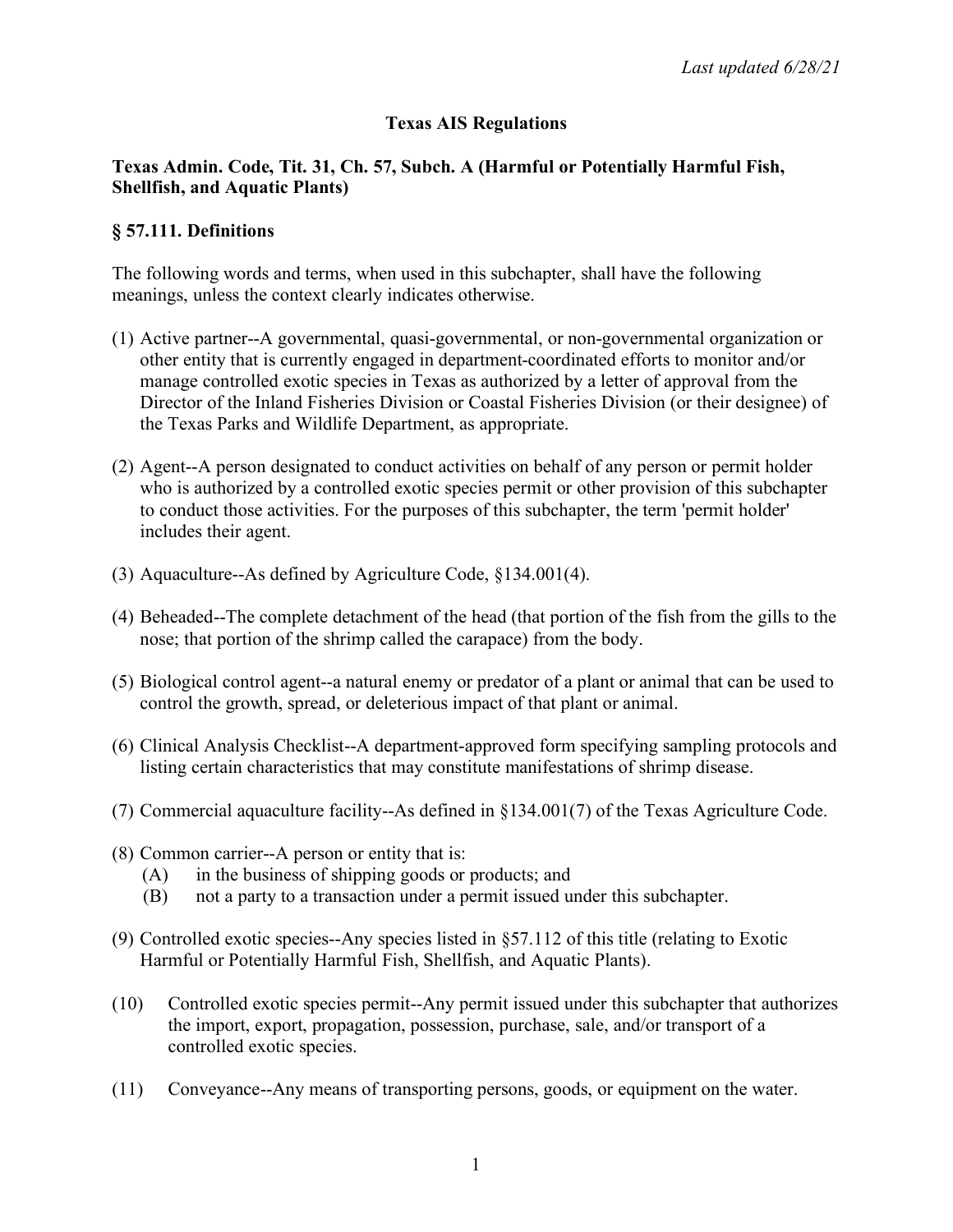*Last updated 6/28/21*

# Texas AIS Regulations

## Texas Admin. Code, Tit. 31, Ch. 57, Subch. A (Harmful or Potentially Harmful Fish, Shellfish, and Aquatic Plants)

### § 57.111. Definitions

The following words and terms, when used in this subchapter, shall have the following meanings, unless the context clearly indicates otherwise.

(1) Active partner--A governmental, quasi-governmental, or non-governmental organization or other entity that is currently engaged in department-coordinated efforts to monitor and/or manage controlled exotic species in Texas as authorized by a letter of approval from the Director of the Inland Fisheries Division or Coastal Fisheries Division (or their designee) of the Texas Parks and Wildlife Department, as appropriate.

(2) Agent--A person designated to conduct activities on behalf of any person or permit holder who is authorized by a controlled exotic species permit or other provision of this subchapter to conduct those activities. For the purposes of this subchapter, the term 'permit holder' includes their agent.

(3) Aquaculture--As defined by Agriculture Code, §134.001(4).

(4) Beheaded--The complete detachment of the head (that portion of the fish from the gills to the nose; that portion of the shrimp called the carapace) from the body.

(5) Biological control agent--a natural enemy or predator of a plant or animal that can be used to control the growth, spread, or deleterious impact of that plant or animal.

(6) Clinical Analysis Checklist--A department-approved form specifying sampling protocols and listing certain characteristics that may constitute manifestations of shrimp disease.

(7) Commercial aquaculture facility--As defined in §134.001(7) of the Texas Agriculture Code.

(8) Common carrier--A person or entity that is:
   (A) in the business of shipping goods or products; and
   (B) not a party to a transaction under a permit issued under this subchapter.

(9) Controlled exotic species--Any species listed in §57.112 of this title (relating to Exotic Harmful or Potentially Harmful Fish, Shellfish, and Aquatic Plants).

(10) Controlled exotic species permit--Any permit issued under this subchapter that authorizes the import, export, propagation, possession, purchase, sale, and/or transport of a controlled exotic species.

(11) Conveyance--Any means of transporting persons, goods, or equipment on the water.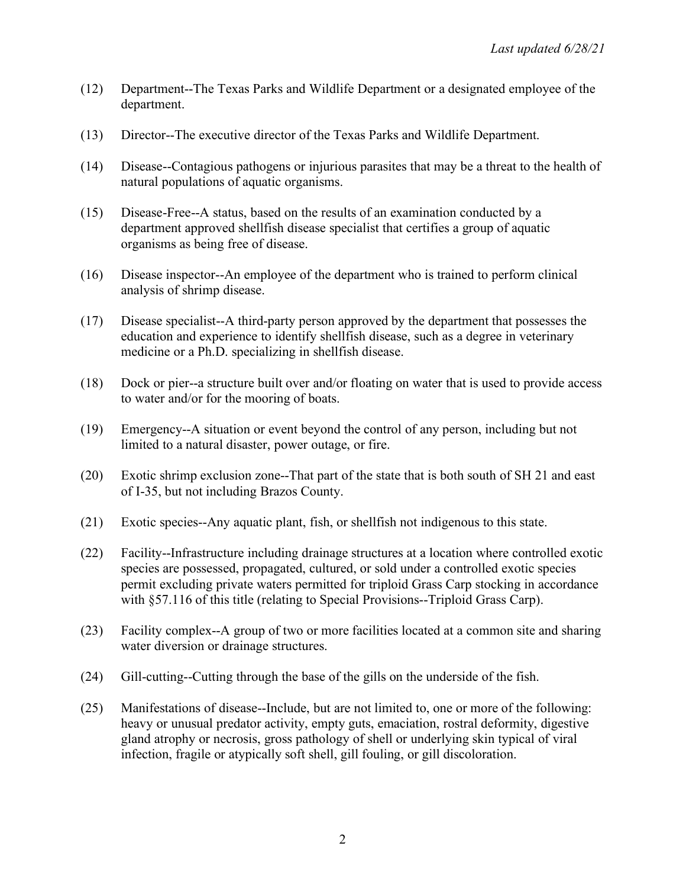(12) Department--The Texas Parks and Wildlife Department or a designated employee of the department.

(13) Director--The executive director of the Texas Parks and Wildlife Department.

(14) Disease--Contagious pathogens or injurious parasites that may be a threat to the health of natural populations of aquatic organisms.

(15) Disease-Free--A status, based on the results of an examination conducted by a department approved shellfish disease specialist that certifies a group of aquatic organisms as being free of disease.

(16) Disease inspector--An employee of the department who is trained to perform clinical analysis of shrimp disease.

(17) Disease specialist--A third-party person approved by the department that possesses the education and experience to identify shellfish disease, such as a degree in veterinary medicine or a Ph.D. specializing in shellfish disease.

(18) Dock or pier--a structure built over and/or floating on water that is used to provide access to water and/or for the mooring of boats.

(19) Emergency--A situation or event beyond the control of any person, including but not limited to a natural disaster, power outage, or fire.

(20) Exotic shrimp exclusion zone--That part of the state that is both south of SH 21 and east of I-35, but not including Brazos County.

(21) Exotic species--Any aquatic plant, fish, or shellfish not indigenous to this state.

(22) Facility--Infrastructure including drainage structures at a location where controlled exotic species are possessed, propagated, cultured, or sold under a controlled exotic species permit excluding private waters permitted for triploid Grass Carp stocking in accordance with §57.116 of this title (relating to Special Provisions--Triploid Grass Carp).

(23) Facility complex--A group of two or more facilities located at a common site and sharing water diversion or drainage structures.

(24) Gill-cutting--Cutting through the base of the gills on the underside of the fish.

(25) Manifestations of disease--Include, but are not limited to, one or more of the following: heavy or unusual predator activity, empty guts, emaciation, rostral deformity, digestive gland atrophy or necrosis, gross pathology of shell or underlying skin typical of viral infection, fragile or atypically soft shell, gill fouling, or gill discoloration.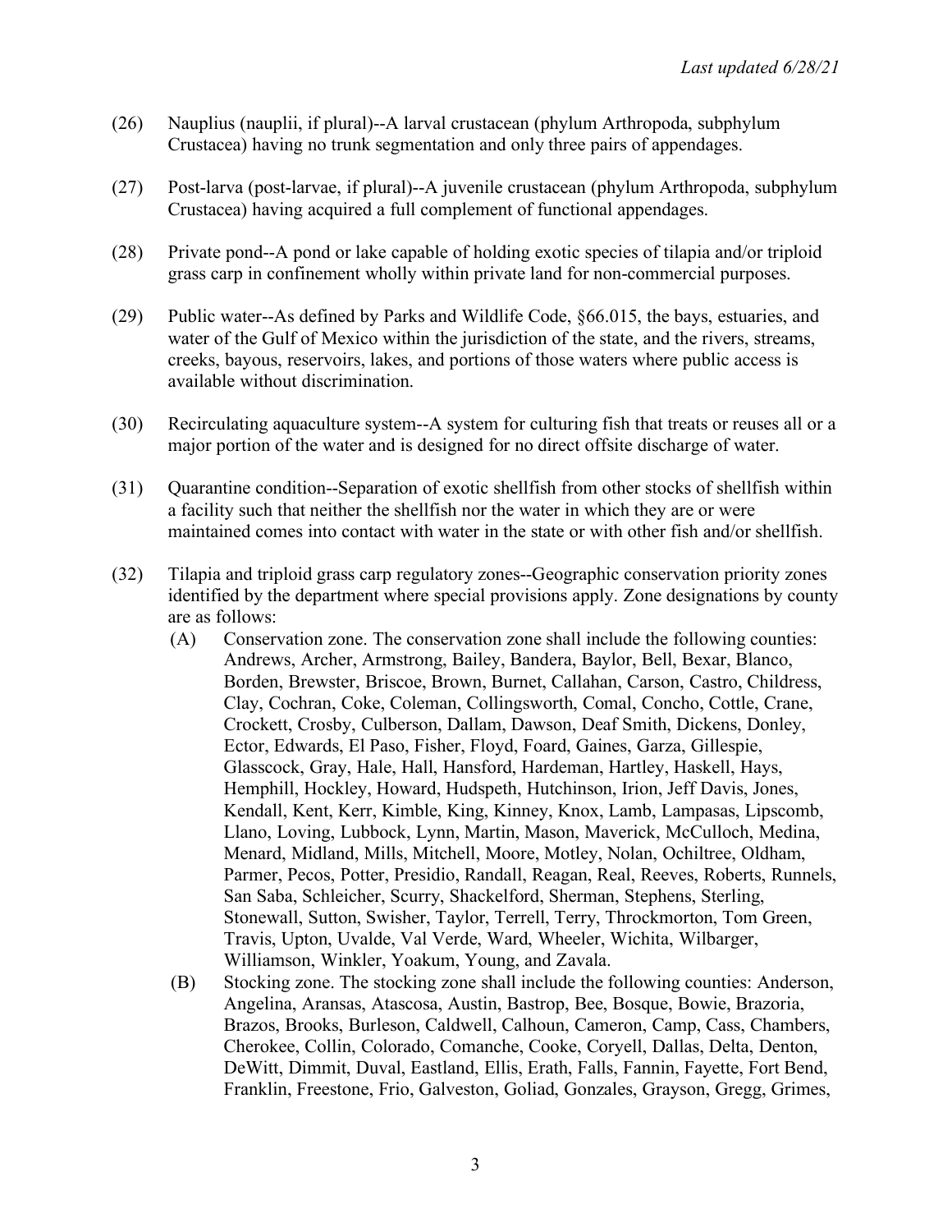(26) Nauplius (nauplii, if plural)--A larval crustacean (phylum Arthropoda, subphylum Crustacea) having no trunk segmentation and only three pairs of appendages.

(27) Post-larva (post-larvae, if plural)--A juvenile crustacean (phylum Arthropoda, subphylum Crustacea) having acquired a full complement of functional appendages.

(28) Private pond--A pond or lake capable of holding exotic species of tilapia and/or triploid grass carp in confinement wholly within private land for non-commercial purposes.

(29) Public water--As defined by Parks and Wildlife Code, §66.015, the bays, estuaries, and water of the Gulf of Mexico within the jurisdiction of the state, and the rivers, streams, creeks, bayous, reservoirs, lakes, and portions of those waters where public access is available without discrimination.

(30) Recirculating aquaculture system--A system for culturing fish that treats or reuses all or a major portion of the water and is designed for no direct offsite discharge of water.

(31) Quarantine condition--Separation of exotic shellfish from other stocks of shellfish within a facility such that neither the shellfish nor the water in which they are or were maintained comes into contact with water in the state or with other fish and/or shellfish.

(32) Tilapia and triploid grass carp regulatory zones--Geographic conservation priority zones identified by the department where special provisions apply. Zone designations by county are as follows:

(A) Conservation zone. The conservation zone shall include the following counties: Andrews, Archer, Armstrong, Bailey, Bandera, Baylor, Bell, Bexar, Blanco, Borden, Brewster, Briscoe, Brown, Burnet, Callahan, Carson, Castro, Childress, Clay, Cochran, Coke, Coleman, Collingsworth, Comal, Concho, Cottle, Crane, Crockett, Crosby, Culberson, Dallam, Dawson, Deaf Smith, Dickens, Donley, Ector, Edwards, El Paso, Fisher, Floyd, Foard, Gaines, Garza, Gillespie, Glasscock, Gray, Hale, Hall, Hansford, Hardeman, Hartley, Haskell, Hays, Hemphill, Hockley, Howard, Hudspeth, Hutchinson, Irion, Jeff Davis, Jones, Kendall, Kent, Kerr, Kimble, King, Kinney, Knox, Lamb, Lampasas, Lipscomb, Llano, Loving, Lubbock, Lynn, Martin, Mason, Maverick, McCulloch, Medina, Menard, Midland, Mills, Mitchell, Moore, Motley, Nolan, Ochiltree, Oldham, Parmer, Pecos, Potter, Presidio, Randall, Reagan, Real, Reeves, Roberts, Runnels, San Saba, Schleicher, Scurry, Shackelford, Sherman, Stephens, Sterling, Stonewall, Sutton, Swisher, Taylor, Terrell, Terry, Throckmorton, Tom Green, Travis, Upton, Uvalde, Val Verde, Ward, Wheeler, Wichita, Wilbarger, Williamson, Winkler, Yoakum, Young, and Zavala.

(B) Stocking zone. The stocking zone shall include the following counties: Anderson, Angelina, Aransas, Atascosa, Austin, Bastrop, Bee, Bosque, Bowie, Brazoria, Brazos, Brooks, Burleson, Caldwell, Calhoun, Cameron, Camp, Cass, Chambers, Cherokee, Collin, Colorado, Comanche, Cooke, Coryell, Dallas, Delta, Denton, DeWitt, Dimmit, Duval, Eastland, Ellis, Erath, Falls, Fannin, Fayette, Fort Bend, Franklin, Freestone, Frio, Galveston, Goliad, Gonzales, Grayson, Gregg, Grimes,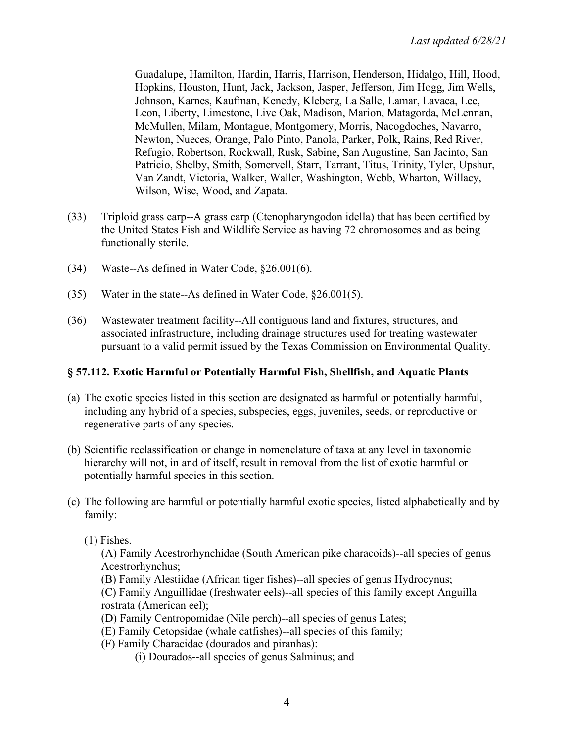Guadalupe, Hamilton, Hardin, Harris, Harrison, Henderson, Hidalgo, Hill, Hood, Hopkins, Houston, Hunt, Jack, Jackson, Jasper, Jefferson, Jim Hogg, Jim Wells, Johnson, Karnes, Kaufman, Kenedy, Kleberg, La Salle, Lamar, Lavaca, Lee, Leon, Liberty, Limestone, Live Oak, Madison, Marion, Matagorda, McLennan, McMullen, Milam, Montague, Montgomery, Morris, Nacogdoches, Navarro, Newton, Nueces, Orange, Palo Pinto, Panola, Parker, Polk, Rains, Red River, Refugio, Robertson, Rockwall, Rusk, Sabine, San Augustine, San Jacinto, San Patricio, Shelby, Smith, Somervell, Starr, Tarrant, Titus, Trinity, Tyler, Upshur, Van Zandt, Victoria, Walker, Waller, Washington, Webb, Wharton, Willacy, Wilson, Wise, Wood, and Zapata.

(33) Triploid grass carp--A grass carp (Ctenopharyngodon idella) that has been certified by the United States Fish and Wildlife Service as having 72 chromosomes and as being functionally sterile.

(34) Waste--As defined in Water Code, §26.001(6).

(35) Water in the state--As defined in Water Code, §26.001(5).

(36) Wastewater treatment facility--All contiguous land and fixtures, structures, and associated infrastructure, including drainage structures used for treating wastewater pursuant to a valid permit issued by the Texas Commission on Environmental Quality.

## § 57.112. Exotic Harmful or Potentially Harmful Fish, Shellfish, and Aquatic Plants

(a) The exotic species listed in this section are designated as harmful or potentially harmful, including any hybrid of a species, subspecies, eggs, juveniles, seeds, or reproductive or regenerative parts of any species.

(b) Scientific reclassification or change in nomenclature of taxa at any level in taxonomic hierarchy will not, in and of itself, result in removal from the list of exotic harmful or potentially harmful species in this section.

(c) The following are harmful or potentially harmful exotic species, listed alphabetically and by family:

(1) Fishes.

(A) Family Acestrorhynchidae (South American pike characoids)--all species of genus Acestrorhynchus;

(B) Family Alestiidae (African tiger fishes)--all species of genus Hydrocynus;

(C) Family Anguillidae (freshwater eels)--all species of this family except Anguilla rostrata (American eel);

(D) Family Centropomidae (Nile perch)--all species of genus Lates;

(E) Family Cetopsidae (whale catfishes)--all species of this family;

(F) Family Characidae (dourados and piranhas):

(i) Dourados--all species of genus Salminus; and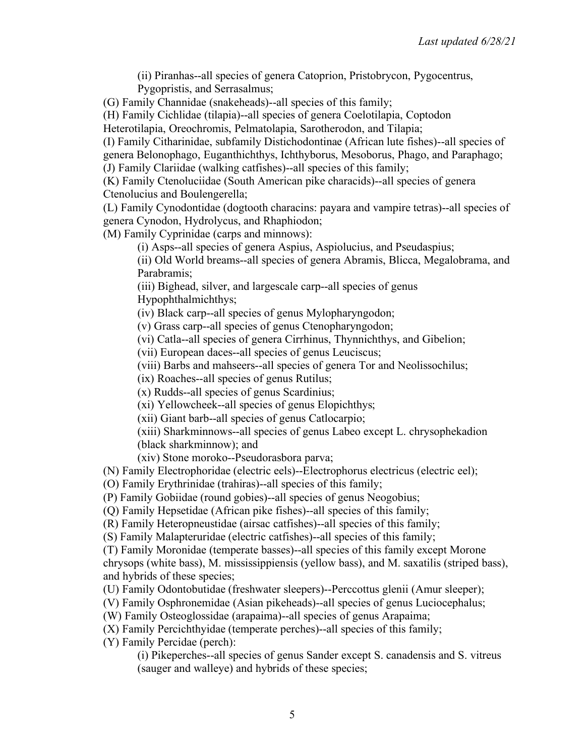(ii) Piranhas--all species of genera Catoprion, Pristobrycon, Pygocentrus, Pygopristis, and Serrasalmus;

(G) Family Channidae (snakeheads)--all species of this family;

(H) Family Cichlidae (tilapia)--all species of genera Coelotilapia, Coptodon Heterotilapia, Oreochromis, Pelmatolapia, Sarotherodon, and Tilapia;

(I) Family Citharinidae, subfamily Distichodontinae (African lute fishes)--all species of genera Belonophago, Euganthichthys, Ichthyborus, Mesoborus, Phago, and Paraphago;

(J) Family Clariidae (walking catfishes)--all species of this family;

(K) Family Ctenoluciidae (South American pike characids)--all species of genera Ctenolucius and Boulengerella;

(L) Family Cynodontidae (dogtooth characins: payara and vampire tetras)--all species of genera Cynodon, Hydrolycus, and Rhaphiodon;

(M) Family Cyprinidae (carps and minnows):

(i) Asps--all species of genera Aspius, Aspiolucius, and Pseudaspius;

(ii) Old World breams--all species of genera Abramis, Blicca, Megalobrama, and Parabramis;

(iii) Bighead, silver, and largescale carp--all species of genus Hypophthalmichthys;

(iv) Black carp--all species of genus Mylopharyngodon;

(v) Grass carp--all species of genus Ctenopharyngodon;

(vi) Catla--all species of genera Cirrhinus, Thynnichthys, and Gibelion;

(vii) European daces--all species of genus Leuciscus;

(viii) Barbs and mahseers--all species of genera Tor and Neolissochilus;

(ix) Roaches--all species of genus Rutilus;

(x) Rudds--all species of genus Scardinius;

(xi) Yellowcheek--all species of genus Elopichthys;

(xii) Giant barb--all species of genus Catlocarpio;

(xiii) Sharkminnows--all species of genus Labeo except L. chrysophekadion (black sharkminnow); and

(xiv) Stone moroko--Pseudorasbora parva;

(N) Family Electrophoridae (electric eels)--Electrophorus electricus (electric eel);

(O) Family Erythrinidae (trahiras)--all species of this family;

(P) Family Gobiidae (round gobies)--all species of genus Neogobius;

(Q) Family Hepsetidae (African pike fishes)--all species of this family;

(R) Family Heteropneustidae (airsac catfishes)--all species of this family;

(S) Family Malapteruridae (electric catfishes)--all species of this family;

(T) Family Moronidae (temperate basses)--all species of this family except Morone chrysops (white bass), M. mississippiensis (yellow bass), and M. saxatilis (striped bass), and hybrids of these species;

(U) Family Odontobutidae (freshwater sleepers)--Perccottus glenii (Amur sleeper);

(V) Family Osphronemidae (Asian pikeheads)--all species of genus Luciocephalus;

(W) Family Osteoglossidae (arapaima)--all species of genus Arapaima;

(X) Family Percichthyidae (temperate perches)--all species of this family;

(Y) Family Percidae (perch):

(i) Pikeperches--all species of genus Sander except S. canadensis and S. vitreus (sauger and walleye) and hybrids of these species;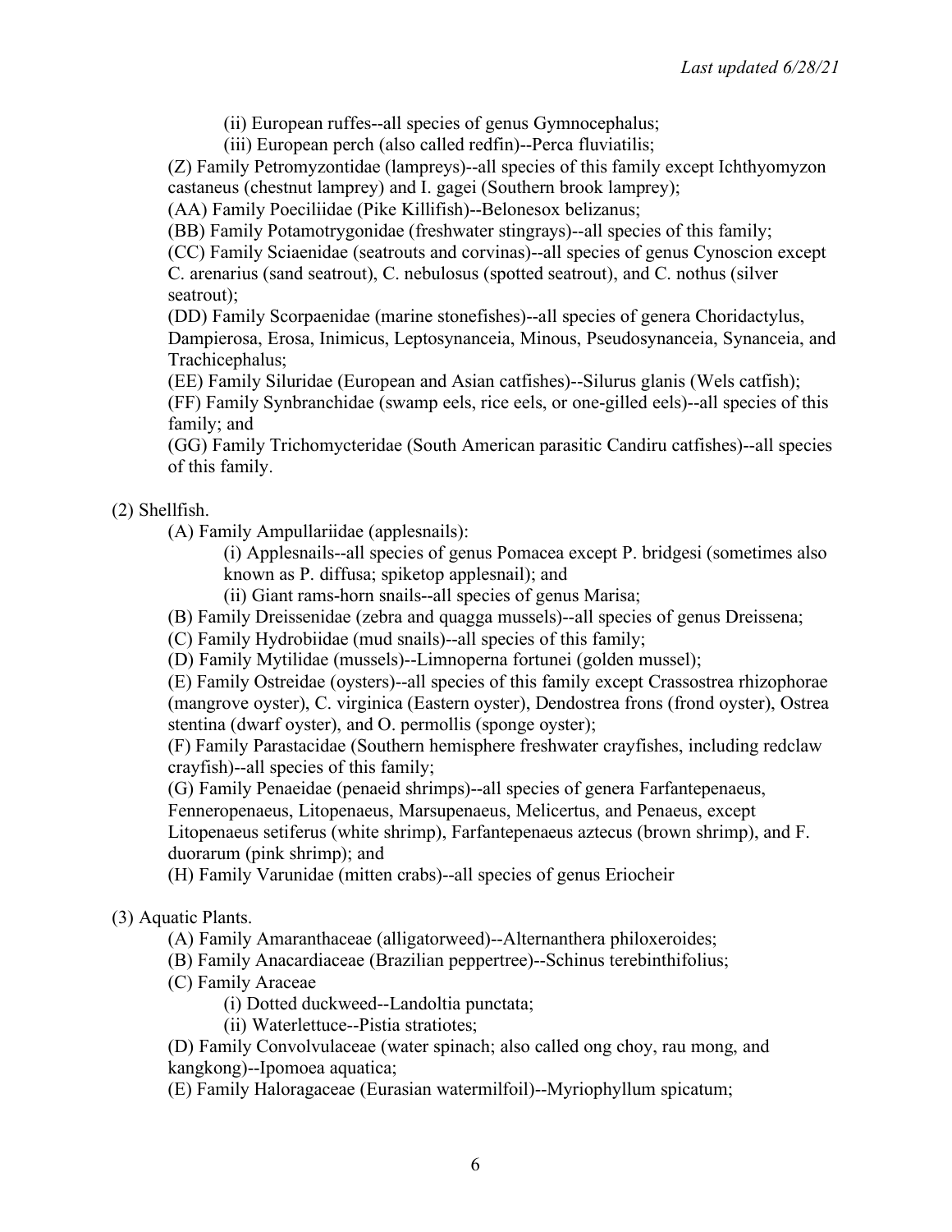(ii) European ruffes--all species of genus Gymnocephalus;

(iii) European perch (also called redfin)--Perca fluviatilis;

(Z) Family Petromyzontidae (lampreys)--all species of this family except Ichthyomyzon castaneus (chestnut lamprey) and I. gagei (Southern brook lamprey);

(AA) Family Poeciliidae (Pike Killifish)--Belonesox belizanus;

(BB) Family Potamotrygonidae (freshwater stingrays)--all species of this family;

(CC) Family Sciaenidae (seatrouts and corvinas)--all species of genus Cynoscion except C. arenarius (sand seatrout), C. nebulosus (spotted seatrout), and C. nothus (silver seatrout);

(DD) Family Scorpaenidae (marine stonefishes)--all species of genera Choridactylus, Dampierosa, Erosa, Inimicus, Leptosynanceia, Minous, Pseudosynanceia, Synanceia, and Trachicephalus;

(EE) Family Siluridae (European and Asian catfishes)--Silurus glanis (Wels catfish);

(FF) Family Synbranchidae (swamp eels, rice eels, or one-gilled eels)--all species of this family; and

(GG) Family Trichomycteridae (South American parasitic Candiru catfishes)--all species of this family.

(2) Shellfish.

(A) Family Ampullariidae (applesnails):

(i) Applesnails--all species of genus Pomacea except P. bridgesi (sometimes also known as P. diffusa; spiketop applesnail); and

(ii) Giant rams-horn snails--all species of genus Marisa;

(B) Family Dreissenidae (zebra and quagga mussels)--all species of genus Dreissena;

(C) Family Hydrobiidae (mud snails)--all species of this family;

(D) Family Mytilidae (mussels)--Limnoperna fortunei (golden mussel);

(E) Family Ostreidae (oysters)--all species of this family except Crassostrea rhizophorae (mangrove oyster), C. virginica (Eastern oyster), Dendostrea frons (frond oyster), Ostrea stentina (dwarf oyster), and O. permollis (sponge oyster);

(F) Family Parastacidae (Southern hemisphere freshwater crayfishes, including redclaw crayfish)--all species of this family;

(G) Family Penaeidae (penaeid shrimps)--all species of genera Farfantepenaeus, Fenneropenaeus, Litopenaeus, Marsupenaeus, Melicertus, and Penaeus, except Litopenaeus setiferus (white shrimp), Farfantepenaeus aztecus (brown shrimp), and F. duorarum (pink shrimp); and

(H) Family Varunidae (mitten crabs)--all species of genus Eriocheir

(3) Aquatic Plants.

(A) Family Amaranthaceae (alligatorweed)--Alternanthera philoxeroides;

(B) Family Anacardiaceae (Brazilian peppertree)--Schinus terebinthifolius;

(C) Family Araceae

(i) Dotted duckweed--Landoltia punctata;

(ii) Waterlettuce--Pistia stratiotes;

(D) Family Convolvulaceae (water spinach; also called ong choy, rau mong, and kangkong)--Ipomoea aquatica;

(E) Family Haloragaceae (Eurasian watermilfoil)--Myriophyllum spicatum;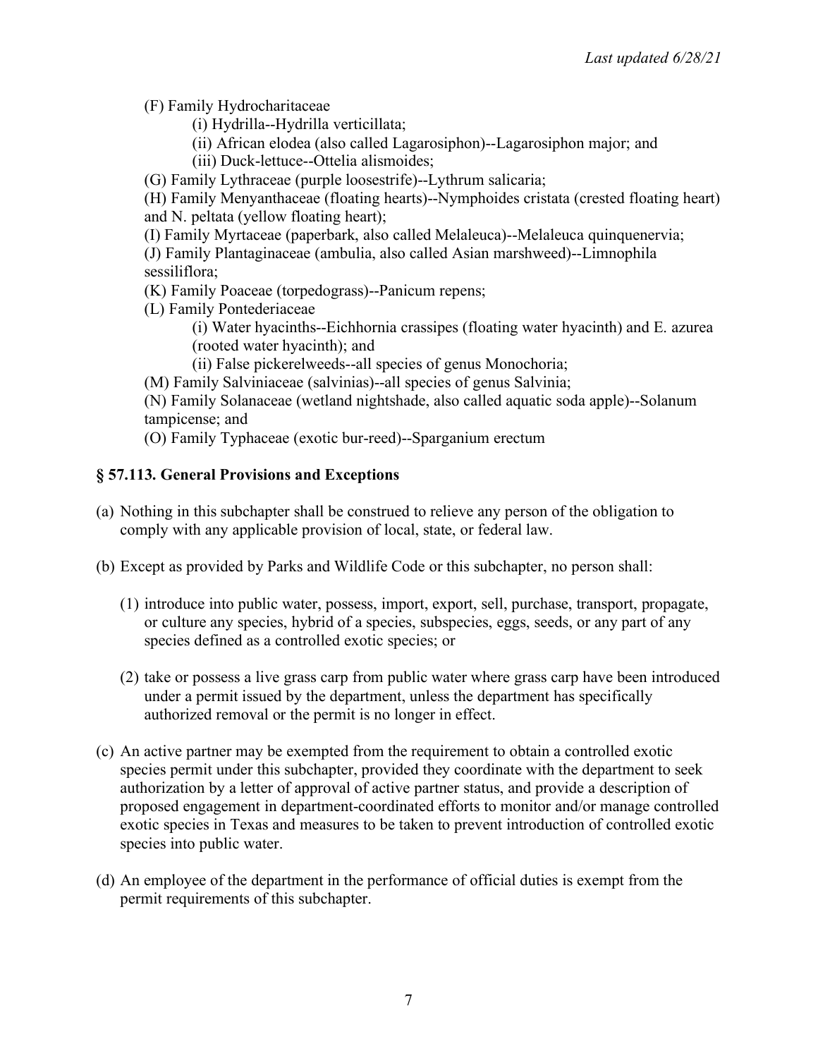(F) Family Hydrocharitaceae

(i) Hydrilla--Hydrilla verticillata;

(ii) African elodea (also called Lagarosiphon)--Lagarosiphon major; and

(iii) Duck-lettuce--Ottelia alismoides;

(G) Family Lythraceae (purple loosestrife)--Lythrum salicaria;

(H) Family Menyanthaceae (floating hearts)--Nymphoides cristata (crested floating heart) and N. peltata (yellow floating heart);

(I) Family Myrtaceae (paperbark, also called Melaleuca)--Melaleuca quinquenervia;

(J) Family Plantaginaceae (ambulia, also called Asian marshweed)--Limnophila sessiliflora;

(K) Family Poaceae (torpedograss)--Panicum repens;

(L) Family Pontederiaceae

(i) Water hyacinths--Eichhornia crassipes (floating water hyacinth) and E. azurea (rooted water hyacinth); and

(ii) False pickerelweeds--all species of genus Monochoria;

(M) Family Salviniaceae (salvinias)--all species of genus Salvinia;

(N) Family Solanaceae (wetland nightshade, also called aquatic soda apple)--Solanum tampicense; and

(O) Family Typhaceae (exotic bur-reed)--Sparganium erectum

### § 57.113. General Provisions and Exceptions

(a) Nothing in this subchapter shall be construed to relieve any person of the obligation to comply with any applicable provision of local, state, or federal law.

(b) Except as provided by Parks and Wildlife Code or this subchapter, no person shall:

(1) introduce into public water, possess, import, export, sell, purchase, transport, propagate, or culture any species, hybrid of a species, subspecies, eggs, seeds, or any part of any species defined as a controlled exotic species; or

(2) take or possess a live grass carp from public water where grass carp have been introduced under a permit issued by the department, unless the department has specifically authorized removal or the permit is no longer in effect.

(c) An active partner may be exempted from the requirement to obtain a controlled exotic species permit under this subchapter, provided they coordinate with the department to seek authorization by a letter of approval of active partner status, and provide a description of proposed engagement in department-coordinated efforts to monitor and/or manage controlled exotic species in Texas and measures to be taken to prevent introduction of controlled exotic species into public water.

(d) An employee of the department in the performance of official duties is exempt from the permit requirements of this subchapter.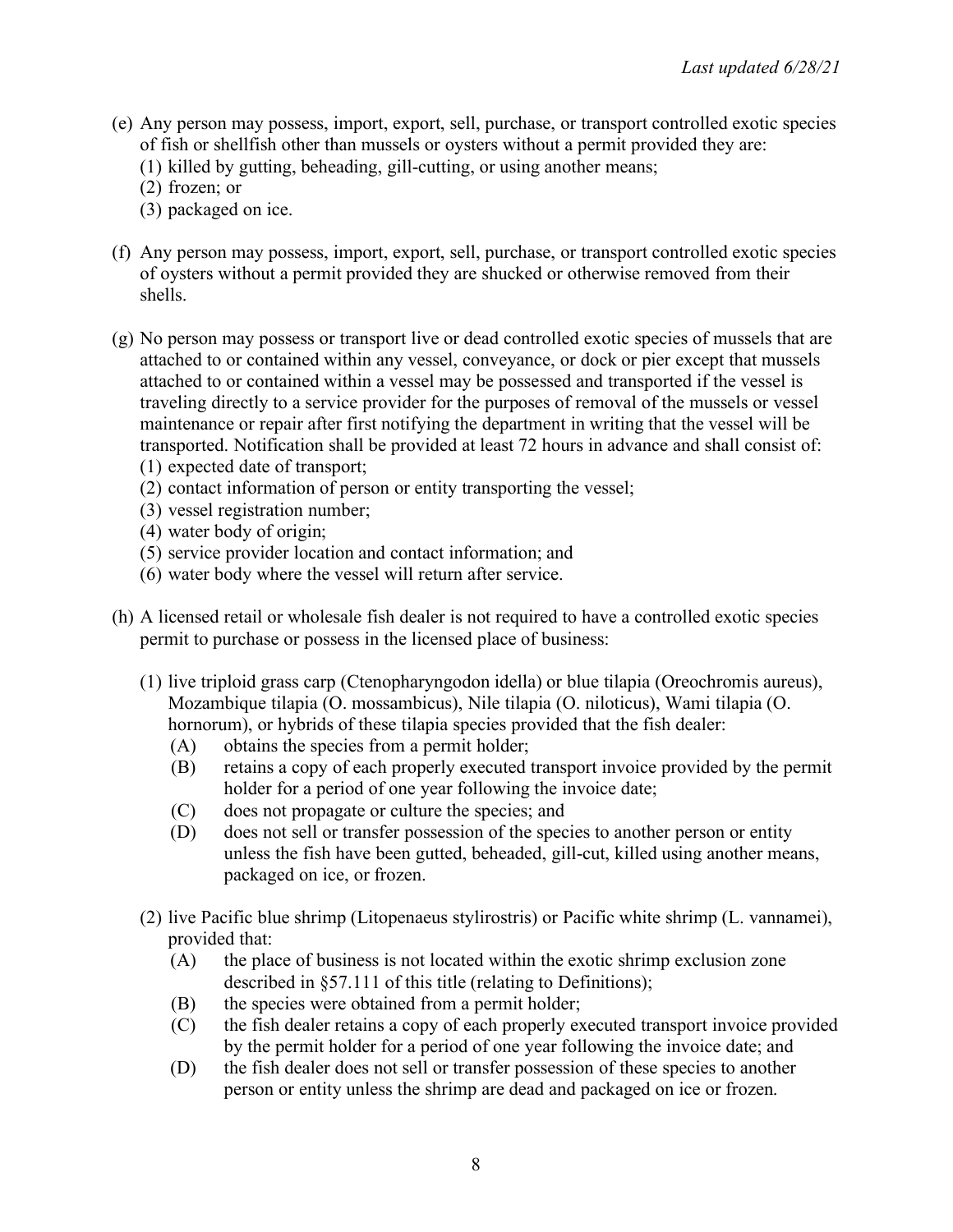(e) Any person may possess, import, export, sell, purchase, or transport controlled exotic species of fish or shellfish other than mussels or oysters without a permit provided they are:
   (1) killed by gutting, beheading, gill-cutting, or using another means;
   (2) frozen; or
   (3) packaged on ice.

(f) Any person may possess, import, export, sell, purchase, or transport controlled exotic species of oysters without a permit provided they are shucked or otherwise removed from their shells.

(g) No person may possess or transport live or dead controlled exotic species of mussels that are attached to or contained within any vessel, conveyance, or dock or pier except that mussels attached to or contained within a vessel may be possessed and transported if the vessel is traveling directly to a service provider for the purposes of removal of the mussels or vessel maintenance or repair after first notifying the department in writing that the vessel will be transported. Notification shall be provided at least 72 hours in advance and shall consist of:
   (1) expected date of transport;
   (2) contact information of person or entity transporting the vessel;
   (3) vessel registration number;
   (4) water body of origin;
   (5) service provider location and contact information; and
   (6) water body where the vessel will return after service.

(h) A licensed retail or wholesale fish dealer is not required to have a controlled exotic species permit to purchase or possess in the licensed place of business:

   (1) live triploid grass carp (Ctenopharyngodon idella) or blue tilapia (Oreochromis aureus), Mozambique tilapia (O. mossambicus), Nile tilapia (O. niloticus), Wami tilapia (O. hornorum), or hybrids of these tilapia species provided that the fish dealer:
      (A) obtains the species from a permit holder;
      (B) retains a copy of each properly executed transport invoice provided by the permit holder for a period of one year following the invoice date;
      (C) does not propagate or culture the species; and
      (D) does not sell or transfer possession of the species to another person or entity unless the fish have been gutted, beheaded, gill-cut, killed using another means, packaged on ice, or frozen.

   (2) live Pacific blue shrimp (Litopenaeus stylirostris) or Pacific white shrimp (L. vannamei), provided that:
      (A) the place of business is not located within the exotic shrimp exclusion zone described in §57.111 of this title (relating to Definitions);
      (B) the species were obtained from a permit holder;
      (C) the fish dealer retains a copy of each properly executed transport invoice provided by the permit holder for a period of one year following the invoice date; and
      (D) the fish dealer does not sell or transfer possession of these species to another person or entity unless the shrimp are dead and packaged on ice or frozen.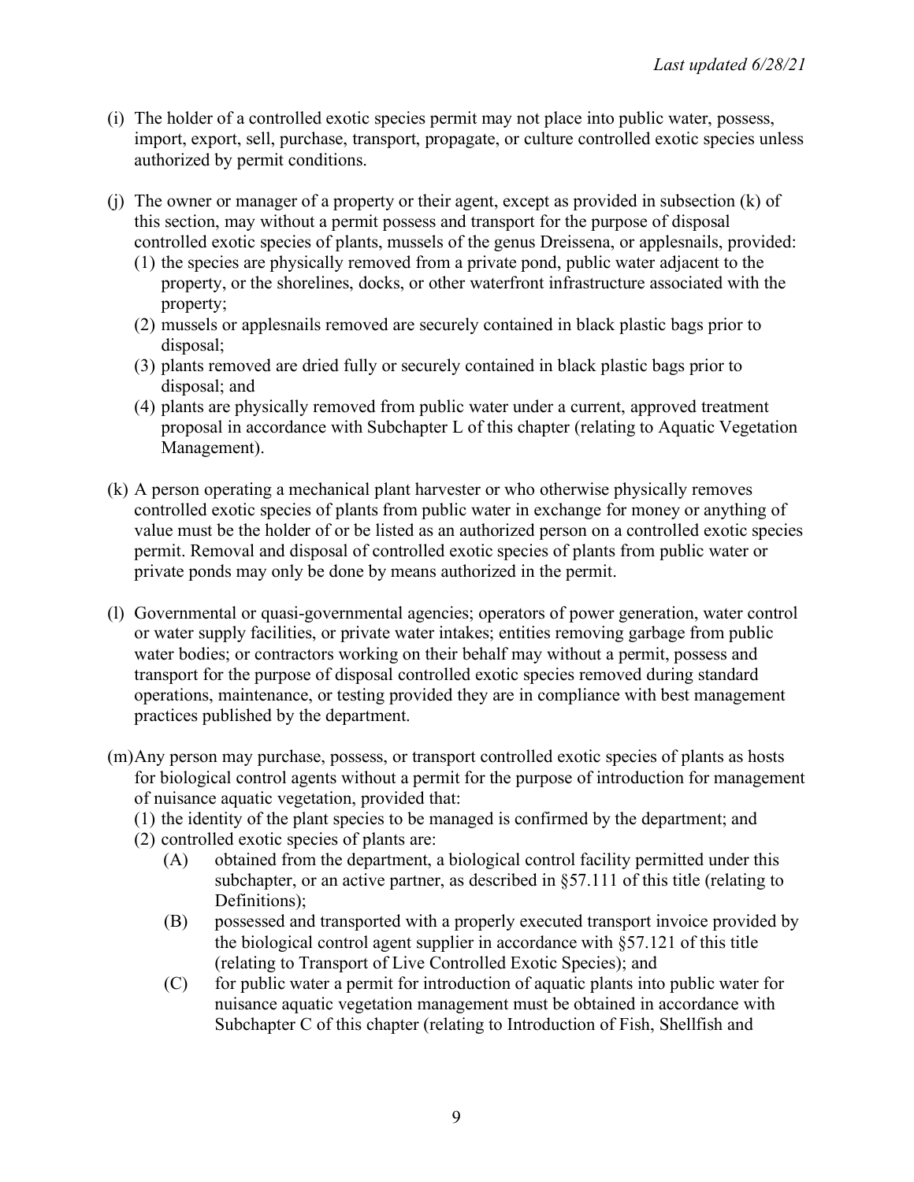(i) The holder of a controlled exotic species permit may not place into public water, possess, import, export, sell, purchase, transport, propagate, or culture controlled exotic species unless authorized by permit conditions.

(j) The owner or manager of a property or their agent, except as provided in subsection (k) of this section, may without a permit possess and transport for the purpose of disposal controlled exotic species of plants, mussels of the genus Dreissena, or applesnails, provided:
   (1) the species are physically removed from a private pond, public water adjacent to the property, or the shorelines, docks, or other waterfront infrastructure associated with the property;
   (2) mussels or applesnails removed are securely contained in black plastic bags prior to disposal;
   (3) plants removed are dried fully or securely contained in black plastic bags prior to disposal; and
   (4) plants are physically removed from public water under a current, approved treatment proposal in accordance with Subchapter L of this chapter (relating to Aquatic Vegetation Management).

(k) A person operating a mechanical plant harvester or who otherwise physically removes controlled exotic species of plants from public water in exchange for money or anything of value must be the holder of or be listed as an authorized person on a controlled exotic species permit. Removal and disposal of controlled exotic species of plants from public water or private ponds may only be done by means authorized in the permit.

(l) Governmental or quasi-governmental agencies; operators of power generation, water control or water supply facilities, or private water intakes; entities removing garbage from public water bodies; or contractors working on their behalf may without a permit, possess and transport for the purpose of disposal controlled exotic species removed during standard operations, maintenance, or testing provided they are in compliance with best management practices published by the department.

(m) Any person may purchase, possess, or transport controlled exotic species of plants as hosts for biological control agents without a permit for the purpose of introduction for management of nuisance aquatic vegetation, provided that:
   (1) the identity of the plant species to be managed is confirmed by the department; and
   (2) controlled exotic species of plants are:
      (A) obtained from the department, a biological control facility permitted under this subchapter, or an active partner, as described in §57.111 of this title (relating to Definitions);
      (B) possessed and transported with a properly executed transport invoice provided by the biological control agent supplier in accordance with §57.121 of this title (relating to Transport of Live Controlled Exotic Species); and
      (C) for public water a permit for introduction of aquatic plants into public water for nuisance aquatic vegetation management must be obtained in accordance with Subchapter C of this chapter (relating to Introduction of Fish, Shellfish and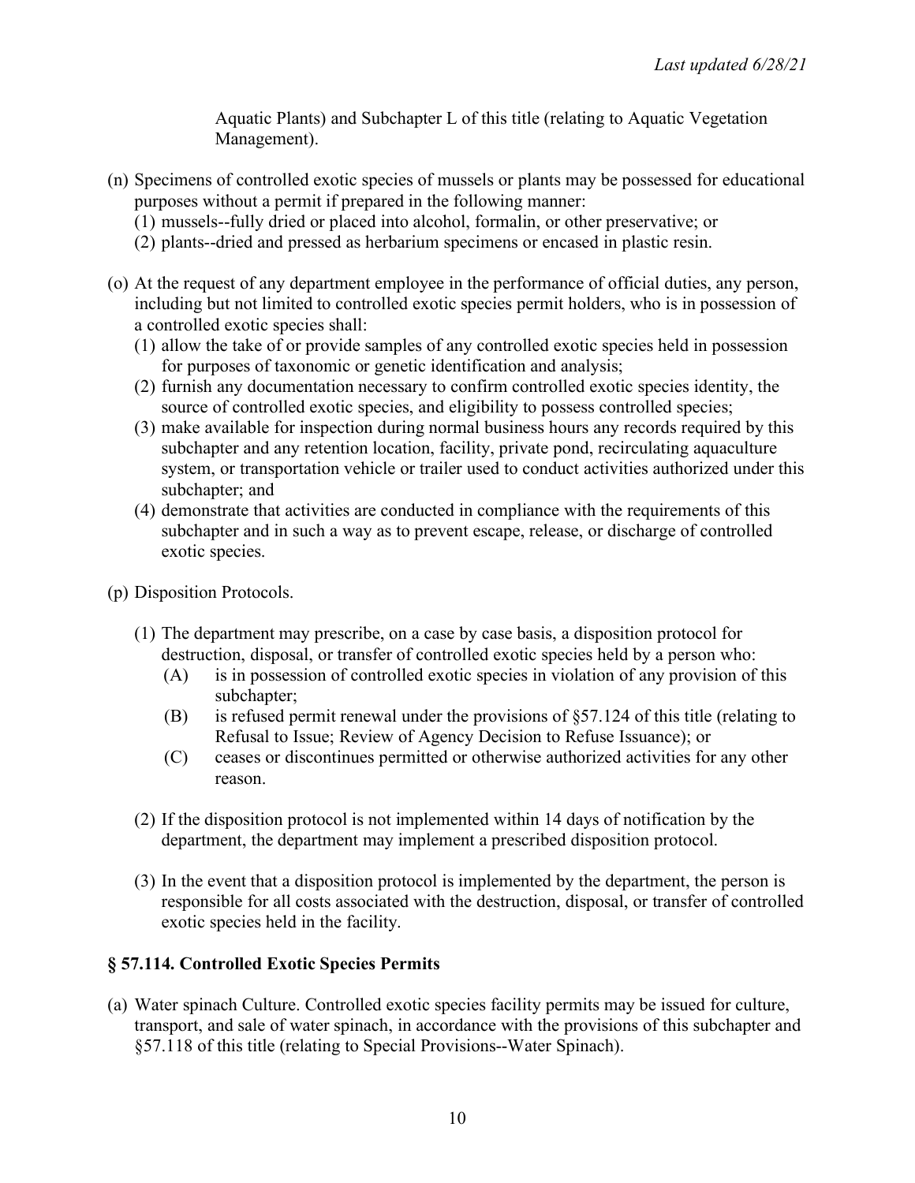Aquatic Plants) and Subchapter L of this title (relating to Aquatic Vegetation Management).

(n) Specimens of controlled exotic species of mussels or plants may be possessed for educational purposes without a permit if prepared in the following manner:
   (1) mussels--fully dried or placed into alcohol, formalin, or other preservative; or
   (2) plants--dried and pressed as herbarium specimens or encased in plastic resin.

(o) At the request of any department employee in the performance of official duties, any person, including but not limited to controlled exotic species permit holders, who is in possession of a controlled exotic species shall:
   (1) allow the take of or provide samples of any controlled exotic species held in possession for purposes of taxonomic or genetic identification and analysis;
   (2) furnish any documentation necessary to confirm controlled exotic species identity, the source of controlled exotic species, and eligibility to possess controlled species;
   (3) make available for inspection during normal business hours any records required by this subchapter and any retention location, facility, private pond, recirculating aquaculture system, or transportation vehicle or trailer used to conduct activities authorized under this subchapter; and
   (4) demonstrate that activities are conducted in compliance with the requirements of this subchapter and in such a way as to prevent escape, release, or discharge of controlled exotic species.

(p) Disposition Protocols.

   (1) The department may prescribe, on a case by case basis, a disposition protocol for destruction, disposal, or transfer of controlled exotic species held by a person who:
      (A) is in possession of controlled exotic species in violation of any provision of this subchapter;
      (B) is refused permit renewal under the provisions of §57.124 of this title (relating to Refusal to Issue; Review of Agency Decision to Refuse Issuance); or
      (C) ceases or discontinues permitted or otherwise authorized activities for any other reason.

   (2) If the disposition protocol is not implemented within 14 days of notification by the department, the department may implement a prescribed disposition protocol.

   (3) In the event that a disposition protocol is implemented by the department, the person is responsible for all costs associated with the destruction, disposal, or transfer of controlled exotic species held in the facility.

## § 57.114. Controlled Exotic Species Permits

(a) Water spinach Culture. Controlled exotic species facility permits may be issued for culture, transport, and sale of water spinach, in accordance with the provisions of this subchapter and §57.118 of this title (relating to Special Provisions--Water Spinach).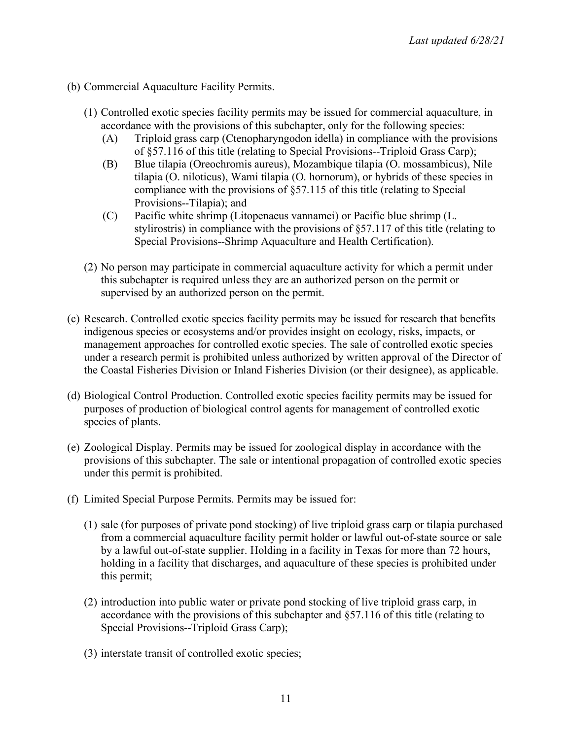(b) Commercial Aquaculture Facility Permits.

(1) Controlled exotic species facility permits may be issued for commercial aquaculture, in accordance with the provisions of this subchapter, only for the following species:

(A) Triploid grass carp (Ctenopharyngodon idella) in compliance with the provisions of §57.116 of this title (relating to Special Provisions--Triploid Grass Carp);

(B) Blue tilapia (Oreochromis aureus), Mozambique tilapia (O. mossambicus), Nile tilapia (O. niloticus), Wami tilapia (O. hornorum), or hybrids of these species in compliance with the provisions of §57.115 of this title (relating to Special Provisions--Tilapia); and

(C) Pacific white shrimp (Litopenaeus vannamei) or Pacific blue shrimp (L. stylirostris) in compliance with the provisions of §57.117 of this title (relating to Special Provisions--Shrimp Aquaculture and Health Certification).

(2) No person may participate in commercial aquaculture activity for which a permit under this subchapter is required unless they are an authorized person on the permit or supervised by an authorized person on the permit.

(c) Research. Controlled exotic species facility permits may be issued for research that benefits indigenous species or ecosystems and/or provides insight on ecology, risks, impacts, or management approaches for controlled exotic species. The sale of controlled exotic species under a research permit is prohibited unless authorized by written approval of the Director of the Coastal Fisheries Division or Inland Fisheries Division (or their designee), as applicable.

(d) Biological Control Production. Controlled exotic species facility permits may be issued for purposes of production of biological control agents for management of controlled exotic species of plants.

(e) Zoological Display. Permits may be issued for zoological display in accordance with the provisions of this subchapter. The sale or intentional propagation of controlled exotic species under this permit is prohibited.

(f) Limited Special Purpose Permits. Permits may be issued for:

(1) sale (for purposes of private pond stocking) of live triploid grass carp or tilapia purchased from a commercial aquaculture facility permit holder or lawful out-of-state source or sale by a lawful out-of-state supplier. Holding in a facility in Texas for more than 72 hours, holding in a facility that discharges, and aquaculture of these species is prohibited under this permit;

(2) introduction into public water or private pond stocking of live triploid grass carp, in accordance with the provisions of this subchapter and §57.116 of this title (relating to Special Provisions--Triploid Grass Carp);

(3) interstate transit of controlled exotic species;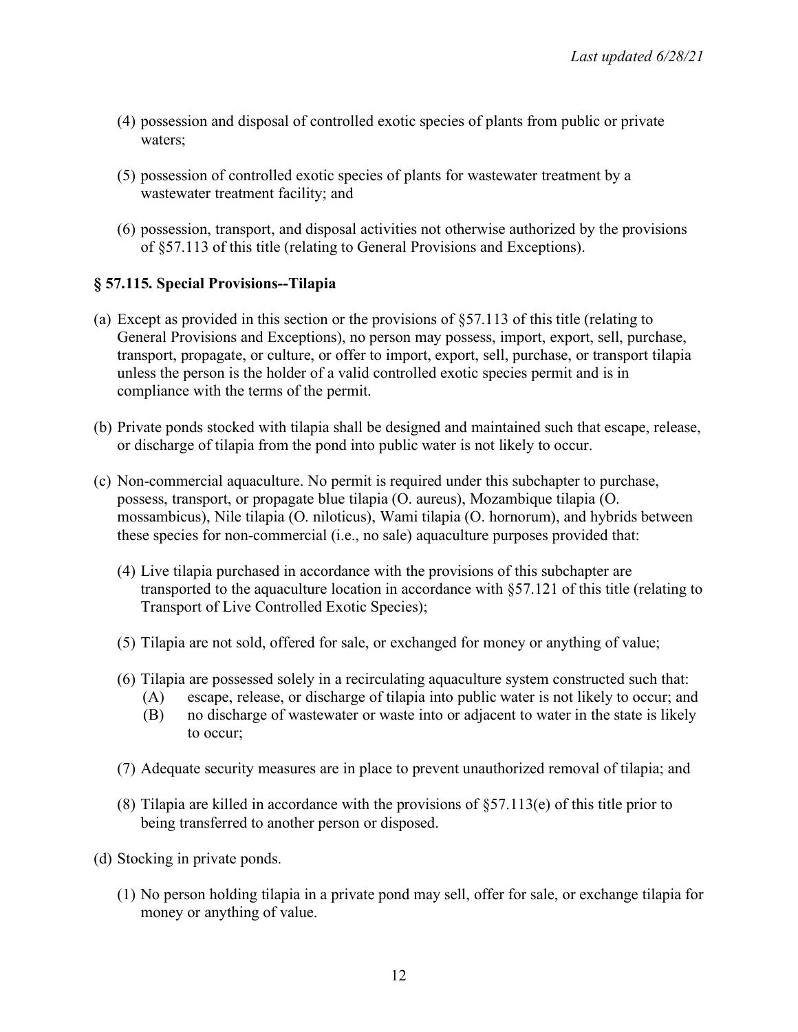(4) possession and disposal of controlled exotic species of plants from public or private waters;

(5) possession of controlled exotic species of plants for wastewater treatment by a wastewater treatment facility; and

(6) possession, transport, and disposal activities not otherwise authorized by the provisions of §57.113 of this title (relating to General Provisions and Exceptions).

### § 57.115. Special Provisions--Tilapia

(a) Except as provided in this section or the provisions of §57.113 of this title (relating to General Provisions and Exceptions), no person may possess, import, export, sell, purchase, transport, propagate, or culture, or offer to import, export, sell, purchase, or transport tilapia unless the person is the holder of a valid controlled exotic species permit and is in compliance with the terms of the permit.

(b) Private ponds stocked with tilapia shall be designed and maintained such that escape, release, or discharge of tilapia from the pond into public water is not likely to occur.

(c) Non-commercial aquaculture. No permit is required under this subchapter to purchase, possess, transport, or propagate blue tilapia (O. aureus), Mozambique tilapia (O. mossambicus), Nile tilapia (O. niloticus), Wami tilapia (O. hornorum), and hybrids between these species for non-commercial (i.e., no sale) aquaculture purposes provided that:

   (4) Live tilapia purchased in accordance with the provisions of this subchapter are transported to the aquaculture location in accordance with §57.121 of this title (relating to Transport of Live Controlled Exotic Species);

   (5) Tilapia are not sold, offered for sale, or exchanged for money or anything of value;

   (6) Tilapia are possessed solely in a recirculating aquaculture system constructed such that:
      (A) escape, release, or discharge of tilapia into public water is not likely to occur; and
      (B) no discharge of wastewater or waste into or adjacent to water in the state is likely to occur;

   (7) Adequate security measures are in place to prevent unauthorized removal of tilapia; and

   (8) Tilapia are killed in accordance with the provisions of §57.113(e) of this title prior to being transferred to another person or disposed.

(d) Stocking in private ponds.

   (1) No person holding tilapia in a private pond may sell, offer for sale, or exchange tilapia for money or anything of value.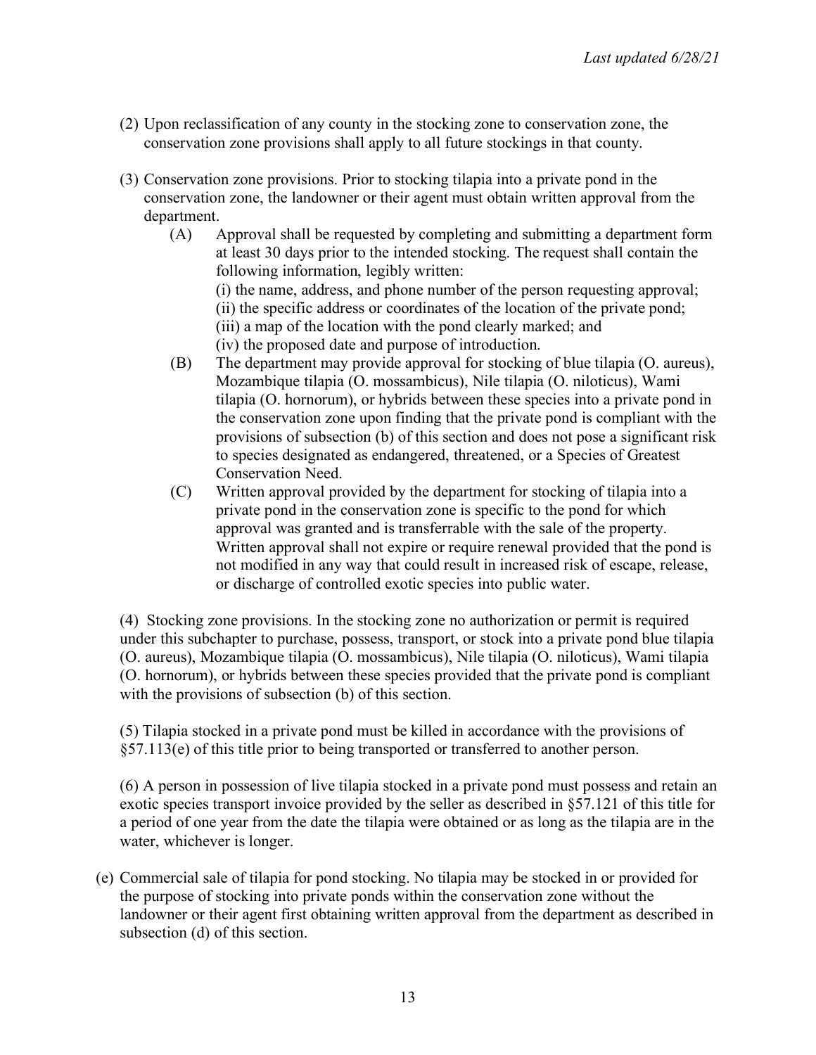(2) Upon reclassification of any county in the stocking zone to conservation zone, the conservation zone provisions shall apply to all future stockings in that county.

(3) Conservation zone provisions. Prior to stocking tilapia into a private pond in the conservation zone, the landowner or their agent must obtain written approval from the department.

(A) Approval shall be requested by completing and submitting a department form at least 30 days prior to the intended stocking. The request shall contain the following information, legibly written:

(i) the name, address, and phone number of the person requesting approval;
(ii) the specific address or coordinates of the location of the private pond;
(iii) a map of the location with the pond clearly marked; and
(iv) the proposed date and purpose of introduction.

(B) The department may provide approval for stocking of blue tilapia (O. aureus), Mozambique tilapia (O. mossambicus), Nile tilapia (O. niloticus), Wami tilapia (O. hornorum), or hybrids between these species into a private pond in the conservation zone upon finding that the private pond is compliant with the provisions of subsection (b) of this section and does not pose a significant risk to species designated as endangered, threatened, or a Species of Greatest Conservation Need.

(C) Written approval provided by the department for stocking of tilapia into a private pond in the conservation zone is specific to the pond for which approval was granted and is transferrable with the sale of the property. Written approval shall not expire or require renewal provided that the pond is not modified in any way that could result in increased risk of escape, release, or discharge of controlled exotic species into public water.

(4) Stocking zone provisions. In the stocking zone no authorization or permit is required under this subchapter to purchase, possess, transport, or stock into a private pond blue tilapia (O. aureus), Mozambique tilapia (O. mossambicus), Nile tilapia (O. niloticus), Wami tilapia (O. hornorum), or hybrids between these species provided that the private pond is compliant with the provisions of subsection (b) of this section.

(5) Tilapia stocked in a private pond must be killed in accordance with the provisions of §57.113(e) of this title prior to being transported or transferred to another person.

(6) A person in possession of live tilapia stocked in a private pond must possess and retain an exotic species transport invoice provided by the seller as described in §57.121 of this title for a period of one year from the date the tilapia were obtained or as long as the tilapia are in the water, whichever is longer.

(e) Commercial sale of tilapia for pond stocking. No tilapia may be stocked in or provided for the purpose of stocking into private ponds within the conservation zone without the landowner or their agent first obtaining written approval from the department as described in subsection (d) of this section.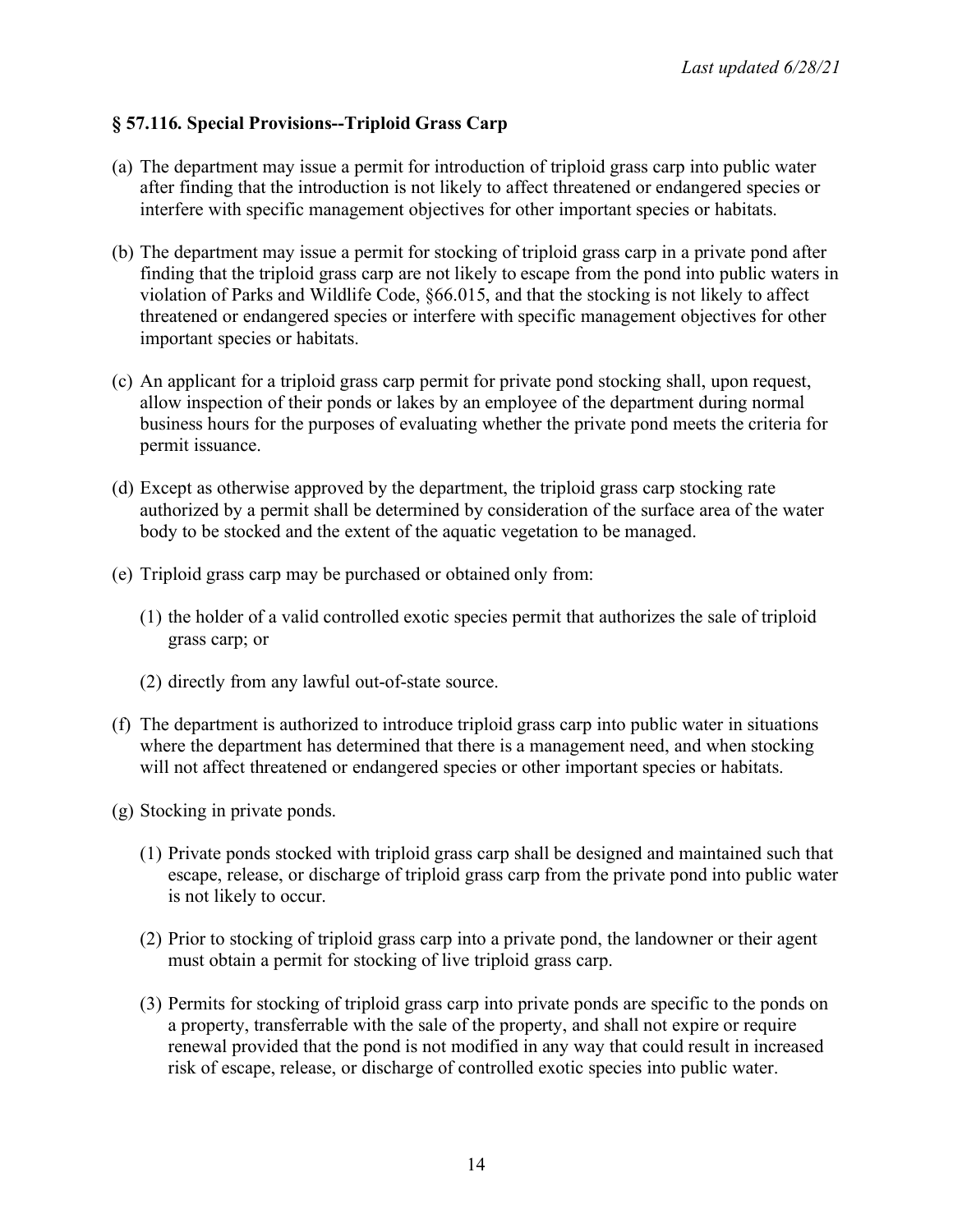*Last updated 6/28/21*

### § 57.116. Special Provisions--Triploid Grass Carp

(a) The department may issue a permit for introduction of triploid grass carp into public water after finding that the introduction is not likely to affect threatened or endangered species or interfere with specific management objectives for other important species or habitats.

(b) The department may issue a permit for stocking of triploid grass carp in a private pond after finding that the triploid grass carp are not likely to escape from the pond into public waters in violation of Parks and Wildlife Code, §66.015, and that the stocking is not likely to affect threatened or endangered species or interfere with specific management objectives for other important species or habitats.

(c) An applicant for a triploid grass carp permit for private pond stocking shall, upon request, allow inspection of their ponds or lakes by an employee of the department during normal business hours for the purposes of evaluating whether the private pond meets the criteria for permit issuance.

(d) Except as otherwise approved by the department, the triploid grass carp stocking rate authorized by a permit shall be determined by consideration of the surface area of the water body to be stocked and the extent of the aquatic vegetation to be managed.

(e) Triploid grass carp may be purchased or obtained only from:

  (1) the holder of a valid controlled exotic species permit that authorizes the sale of triploid grass carp; or

  (2) directly from any lawful out-of-state source.

(f) The department is authorized to introduce triploid grass carp into public water in situations where the department has determined that there is a management need, and when stocking will not affect threatened or endangered species or other important species or habitats.

(g) Stocking in private ponds.

  (1) Private ponds stocked with triploid grass carp shall be designed and maintained such that escape, release, or discharge of triploid grass carp from the private pond into public water is not likely to occur.

  (2) Prior to stocking of triploid grass carp into a private pond, the landowner or their agent must obtain a permit for stocking of live triploid grass carp.

  (3) Permits for stocking of triploid grass carp into private ponds are specific to the ponds on a property, transferrable with the sale of the property, and shall not expire or require renewal provided that the pond is not modified in any way that could result in increased risk of escape, release, or discharge of controlled exotic species into public water.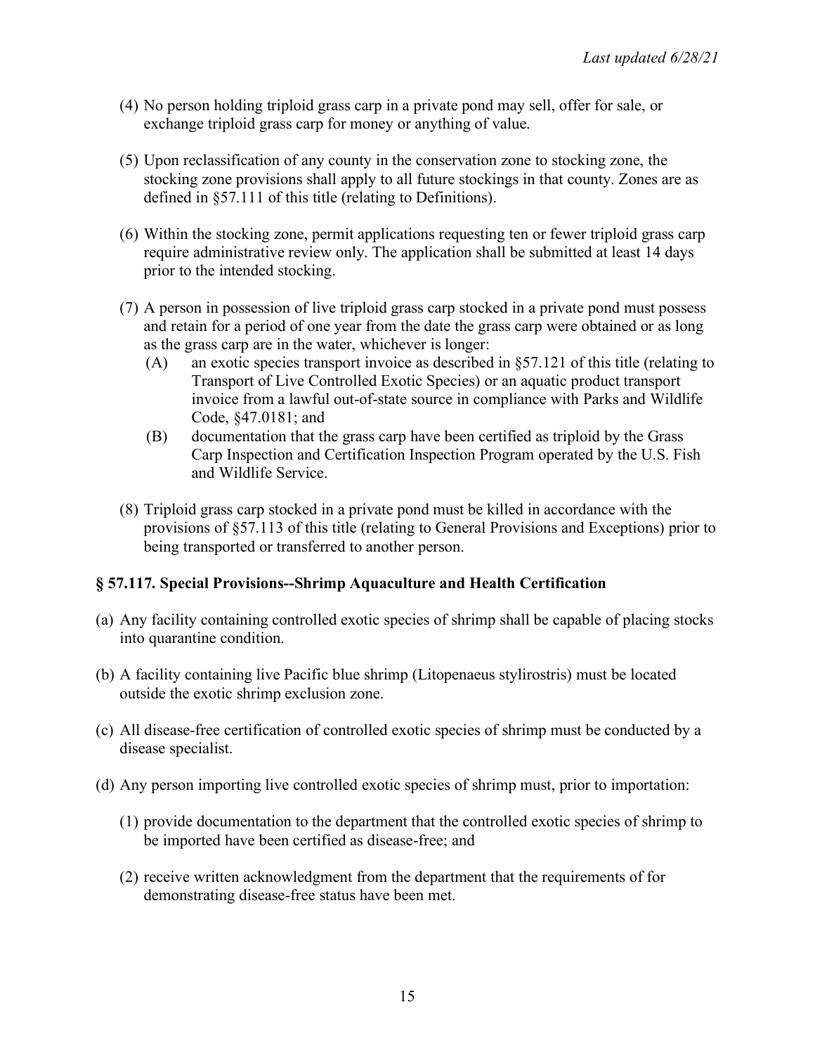(4) No person holding triploid grass carp in a private pond may sell, offer for sale, or exchange triploid grass carp for money or anything of value.

(5) Upon reclassification of any county in the conservation zone to stocking zone, the stocking zone provisions shall apply to all future stockings in that county. Zones are as defined in §57.111 of this title (relating to Definitions).

(6) Within the stocking zone, permit applications requesting ten or fewer triploid grass carp require administrative review only. The application shall be submitted at least 14 days prior to the intended stocking.

(7) A person in possession of live triploid grass carp stocked in a private pond must possess and retain for a period of one year from the date the grass carp were obtained or as long as the grass carp are in the water, whichever is longer:

   (A) an exotic species transport invoice as described in §57.121 of this title (relating to Transport of Live Controlled Exotic Species) or an aquatic product transport invoice from a lawful out-of-state source in compliance with Parks and Wildlife Code, §47.0181; and

   (B) documentation that the grass carp have been certified as triploid by the Grass Carp Inspection and Certification Inspection Program operated by the U.S. Fish and Wildlife Service.

(8) Triploid grass carp stocked in a private pond must be killed in accordance with the provisions of §57.113 of this title (relating to General Provisions and Exceptions) prior to being transported or transferred to another person.

### § 57.117. Special Provisions--Shrimp Aquaculture and Health Certification

(a) Any facility containing controlled exotic species of shrimp shall be capable of placing stocks into quarantine condition.

(b) A facility containing live Pacific blue shrimp (Litopenaeus stylirostris) must be located outside the exotic shrimp exclusion zone.

(c) All disease-free certification of controlled exotic species of shrimp must be conducted by a disease specialist.

(d) Any person importing live controlled exotic species of shrimp must, prior to importation:

   (1) provide documentation to the department that the controlled exotic species of shrimp to be imported have been certified as disease-free; and

   (2) receive written acknowledgment from the department that the requirements of for demonstrating disease-free status have been met.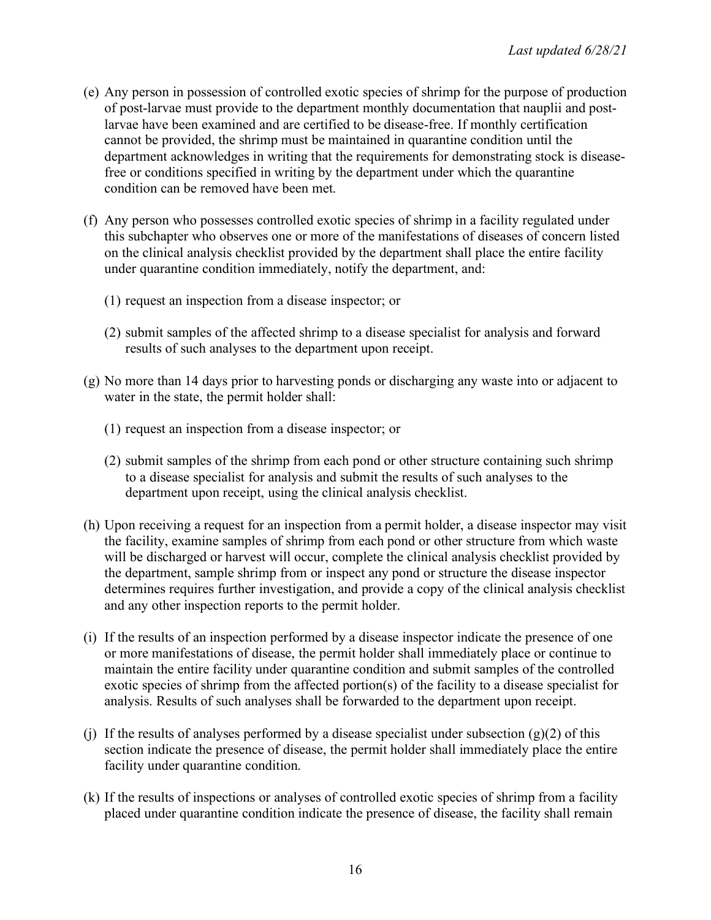(e) Any person in possession of controlled exotic species of shrimp for the purpose of production of post-larvae must provide to the department monthly documentation that nauplii and post-larvae have been examined and are certified to be disease-free. If monthly certification cannot be provided, the shrimp must be maintained in quarantine condition until the department acknowledges in writing that the requirements for demonstrating stock is disease-free or conditions specified in writing by the department under which the quarantine condition can be removed have been met.

(f) Any person who possesses controlled exotic species of shrimp in a facility regulated under this subchapter who observes one or more of the manifestations of diseases of concern listed on the clinical analysis checklist provided by the department shall place the entire facility under quarantine condition immediately, notify the department, and:

  (1) request an inspection from a disease inspector; or

  (2) submit samples of the affected shrimp to a disease specialist for analysis and forward results of such analyses to the department upon receipt.

(g) No more than 14 days prior to harvesting ponds or discharging any waste into or adjacent to water in the state, the permit holder shall:

  (1) request an inspection from a disease inspector; or

  (2) submit samples of the shrimp from each pond or other structure containing such shrimp to a disease specialist for analysis and submit the results of such analyses to the department upon receipt, using the clinical analysis checklist.

(h) Upon receiving a request for an inspection from a permit holder, a disease inspector may visit the facility, examine samples of shrimp from each pond or other structure from which waste will be discharged or harvest will occur, complete the clinical analysis checklist provided by the department, sample shrimp from or inspect any pond or structure the disease inspector determines requires further investigation, and provide a copy of the clinical analysis checklist and any other inspection reports to the permit holder.

(i) If the results of an inspection performed by a disease inspector indicate the presence of one or more manifestations of disease, the permit holder shall immediately place or continue to maintain the entire facility under quarantine condition and submit samples of the controlled exotic species of shrimp from the affected portion(s) of the facility to a disease specialist for analysis. Results of such analyses shall be forwarded to the department upon receipt.

(j) If the results of analyses performed by a disease specialist under subsection (g)(2) of this section indicate the presence of disease, the permit holder shall immediately place the entire facility under quarantine condition.

(k) If the results of inspections or analyses of controlled exotic species of shrimp from a facility placed under quarantine condition indicate the presence of disease, the facility shall remain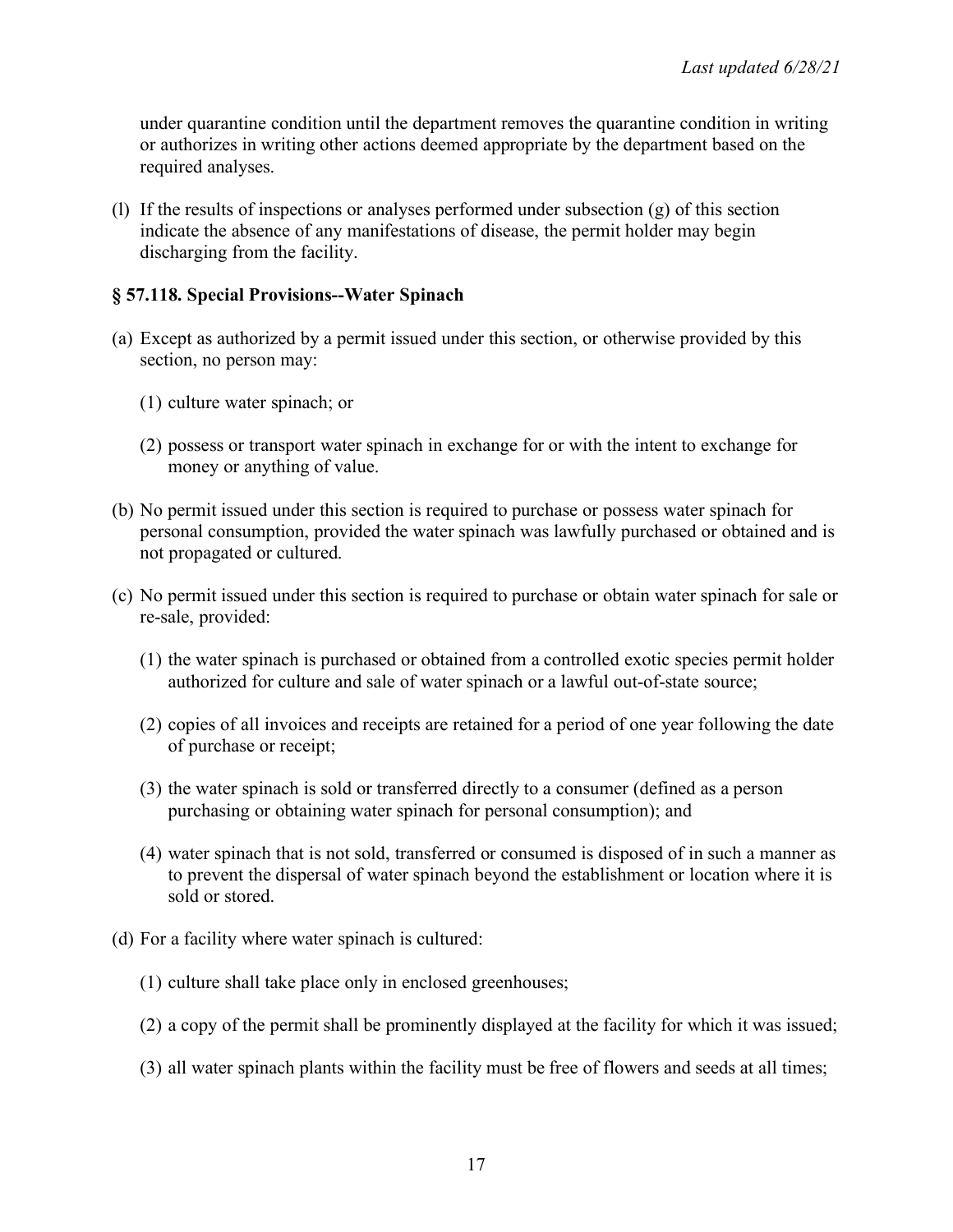under quarantine condition until the department removes the quarantine condition in writing or authorizes in writing other actions deemed appropriate by the department based on the required analyses.

(l) If the results of inspections or analyses performed under subsection (g) of this section indicate the absence of any manifestations of disease, the permit holder may begin discharging from the facility.

### § 57.118. Special Provisions--Water Spinach

(a) Except as authorized by a permit issued under this section, or otherwise provided by this section, no person may:

  (1) culture water spinach; or

  (2) possess or transport water spinach in exchange for or with the intent to exchange for money or anything of value.

(b) No permit issued under this section is required to purchase or possess water spinach for personal consumption, provided the water spinach was lawfully purchased or obtained and is not propagated or cultured.

(c) No permit issued under this section is required to purchase or obtain water spinach for sale or re-sale, provided:

  (1) the water spinach is purchased or obtained from a controlled exotic species permit holder authorized for culture and sale of water spinach or a lawful out-of-state source;

  (2) copies of all invoices and receipts are retained for a period of one year following the date of purchase or receipt;

  (3) the water spinach is sold or transferred directly to a consumer (defined as a person purchasing or obtaining water spinach for personal consumption); and

  (4) water spinach that is not sold, transferred or consumed is disposed of in such a manner as to prevent the dispersal of water spinach beyond the establishment or location where it is sold or stored.

(d) For a facility where water spinach is cultured:

  (1) culture shall take place only in enclosed greenhouses;

  (2) a copy of the permit shall be prominently displayed at the facility for which it was issued;

  (3) all water spinach plants within the facility must be free of flowers and seeds at all times;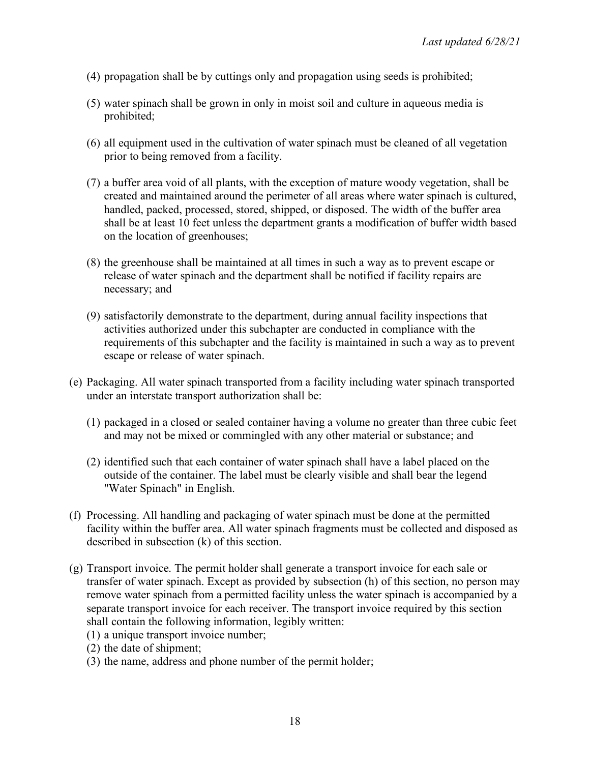(4) propagation shall be by cuttings only and propagation using seeds is prohibited;

(5) water spinach shall be grown in only in moist soil and culture in aqueous media is prohibited;

(6) all equipment used in the cultivation of water spinach must be cleaned of all vegetation prior to being removed from a facility.

(7) a buffer area void of all plants, with the exception of mature woody vegetation, shall be created and maintained around the perimeter of all areas where water spinach is cultured, handled, packed, processed, stored, shipped, or disposed. The width of the buffer area shall be at least 10 feet unless the department grants a modification of buffer width based on the location of greenhouses;

(8) the greenhouse shall be maintained at all times in such a way as to prevent escape or release of water spinach and the department shall be notified if facility repairs are necessary; and

(9) satisfactorily demonstrate to the department, during annual facility inspections that activities authorized under this subchapter are conducted in compliance with the requirements of this subchapter and the facility is maintained in such a way as to prevent escape or release of water spinach.

(e) Packaging. All water spinach transported from a facility including water spinach transported under an interstate transport authorization shall be:

(1) packaged in a closed or sealed container having a volume no greater than three cubic feet and may not be mixed or commingled with any other material or substance; and

(2) identified such that each container of water spinach shall have a label placed on the outside of the container. The label must be clearly visible and shall bear the legend "Water Spinach" in English.

(f) Processing. All handling and packaging of water spinach must be done at the permitted facility within the buffer area. All water spinach fragments must be collected and disposed as described in subsection (k) of this section.

(g) Transport invoice. The permit holder shall generate a transport invoice for each sale or transfer of water spinach. Except as provided by subsection (h) of this section, no person may remove water spinach from a permitted facility unless the water spinach is accompanied by a separate transport invoice for each receiver. The transport invoice required by this section shall contain the following information, legibly written:

(1) a unique transport invoice number;

(2) the date of shipment;

(3) the name, address and phone number of the permit holder;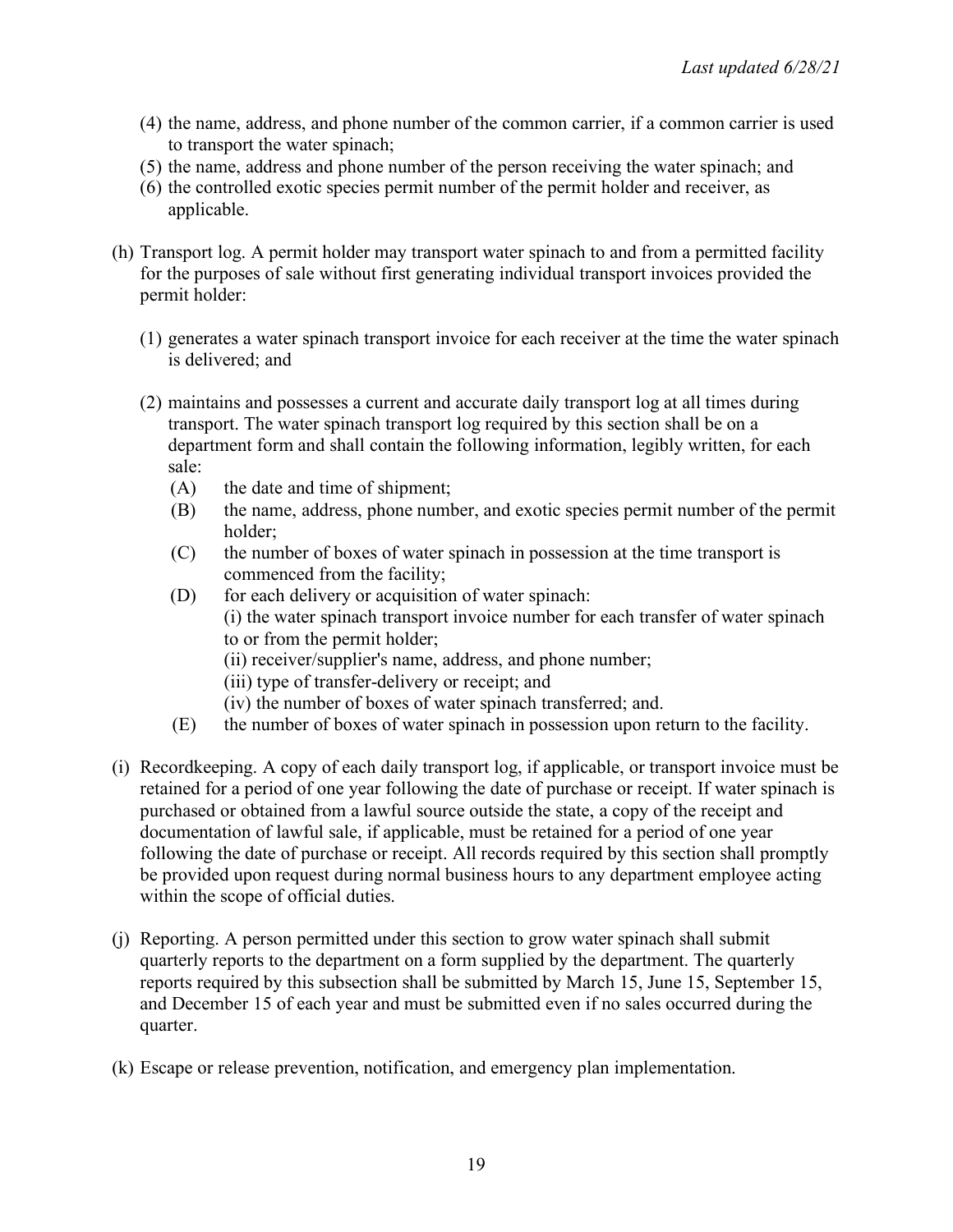(4) the name, address, and phone number of the common carrier, if a common carrier is used to transport the water spinach;
(5) the name, address and phone number of the person receiving the water spinach; and
(6) the controlled exotic species permit number of the permit holder and receiver, as applicable.

(h) Transport log. A permit holder may transport water spinach to and from a permitted facility for the purposes of sale without first generating individual transport invoices provided the permit holder:

(1) generates a water spinach transport invoice for each receiver at the time the water spinach is delivered; and

(2) maintains and possesses a current and accurate daily transport log at all times during transport. The water spinach transport log required by this section shall be on a department form and shall contain the following information, legibly written, for each sale:
   (A) the date and time of shipment;
   (B) the name, address, phone number, and exotic species permit number of the permit holder;
   (C) the number of boxes of water spinach in possession at the time transport is commenced from the facility;
   (D) for each delivery or acquisition of water spinach:
   (i) the water spinach transport invoice number for each transfer of water spinach to or from the permit holder;
   (ii) receiver/supplier's name, address, and phone number;
   (iii) type of transfer-delivery or receipt; and
   (iv) the number of boxes of water spinach transferred; and.
   (E) the number of boxes of water spinach in possession upon return to the facility.

(i) Recordkeeping. A copy of each daily transport log, if applicable, or transport invoice must be retained for a period of one year following the date of purchase or receipt. If water spinach is purchased or obtained from a lawful source outside the state, a copy of the receipt and documentation of lawful sale, if applicable, must be retained for a period of one year following the date of purchase or receipt. All records required by this section shall promptly be provided upon request during normal business hours to any department employee acting within the scope of official duties.

(j) Reporting. A person permitted under this section to grow water spinach shall submit quarterly reports to the department on a form supplied by the department. The quarterly reports required by this subsection shall be submitted by March 15, June 15, September 15, and December 15 of each year and must be submitted even if no sales occurred during the quarter.

(k) Escape or release prevention, notification, and emergency plan implementation.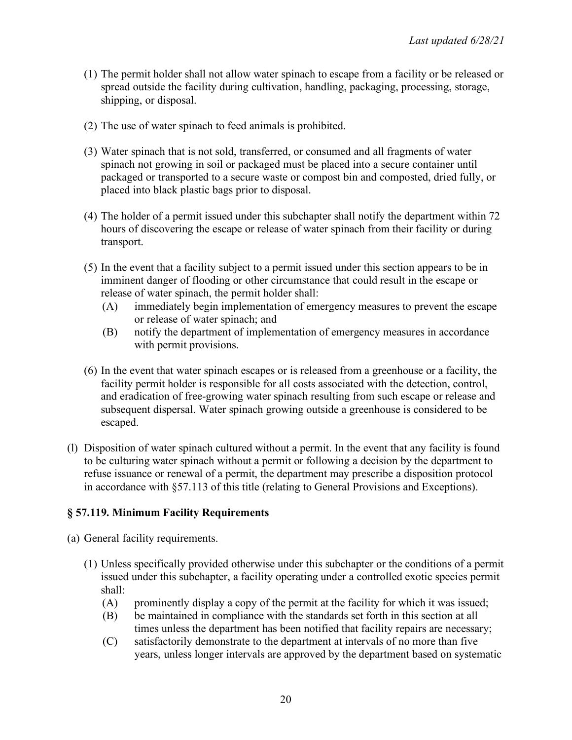(1) The permit holder shall not allow water spinach to escape from a facility or be released or spread outside the facility during cultivation, handling, packaging, processing, storage, shipping, or disposal.

(2) The use of water spinach to feed animals is prohibited.

(3) Water spinach that is not sold, transferred, or consumed and all fragments of water spinach not growing in soil or packaged must be placed into a secure container until packaged or transported to a secure waste or compost bin and composted, dried fully, or placed into black plastic bags prior to disposal.

(4) The holder of a permit issued under this subchapter shall notify the department within 72 hours of discovering the escape or release of water spinach from their facility or during transport.

(5) In the event that a facility subject to a permit issued under this section appears to be in imminent danger of flooding or other circumstance that could result in the escape or release of water spinach, the permit holder shall:
   - (A) immediately begin implementation of emergency measures to prevent the escape or release of water spinach; and
   - (B) notify the department of implementation of emergency measures in accordance with permit provisions.

(6) In the event that water spinach escapes or is released from a greenhouse or a facility, the facility permit holder is responsible for all costs associated with the detection, control, and eradication of free-growing water spinach resulting from such escape or release and subsequent dispersal. Water spinach growing outside a greenhouse is considered to be escaped.

(l) Disposition of water spinach cultured without a permit. In the event that any facility is found to be culturing water spinach without a permit or following a decision by the department to refuse issuance or renewal of a permit, the department may prescribe a disposition protocol in accordance with §57.113 of this title (relating to General Provisions and Exceptions).

## § 57.119. Minimum Facility Requirements

(a) General facility requirements.

(1) Unless specifically provided otherwise under this subchapter or the conditions of a permit issued under this subchapter, a facility operating under a controlled exotic species permit shall:
   - (A) prominently display a copy of the permit at the facility for which it was issued;
   - (B) be maintained in compliance with the standards set forth in this section at all times unless the department has been notified that facility repairs are necessary;
   - (C) satisfactorily demonstrate to the department at intervals of no more than five years, unless longer intervals are approved by the department based on systematic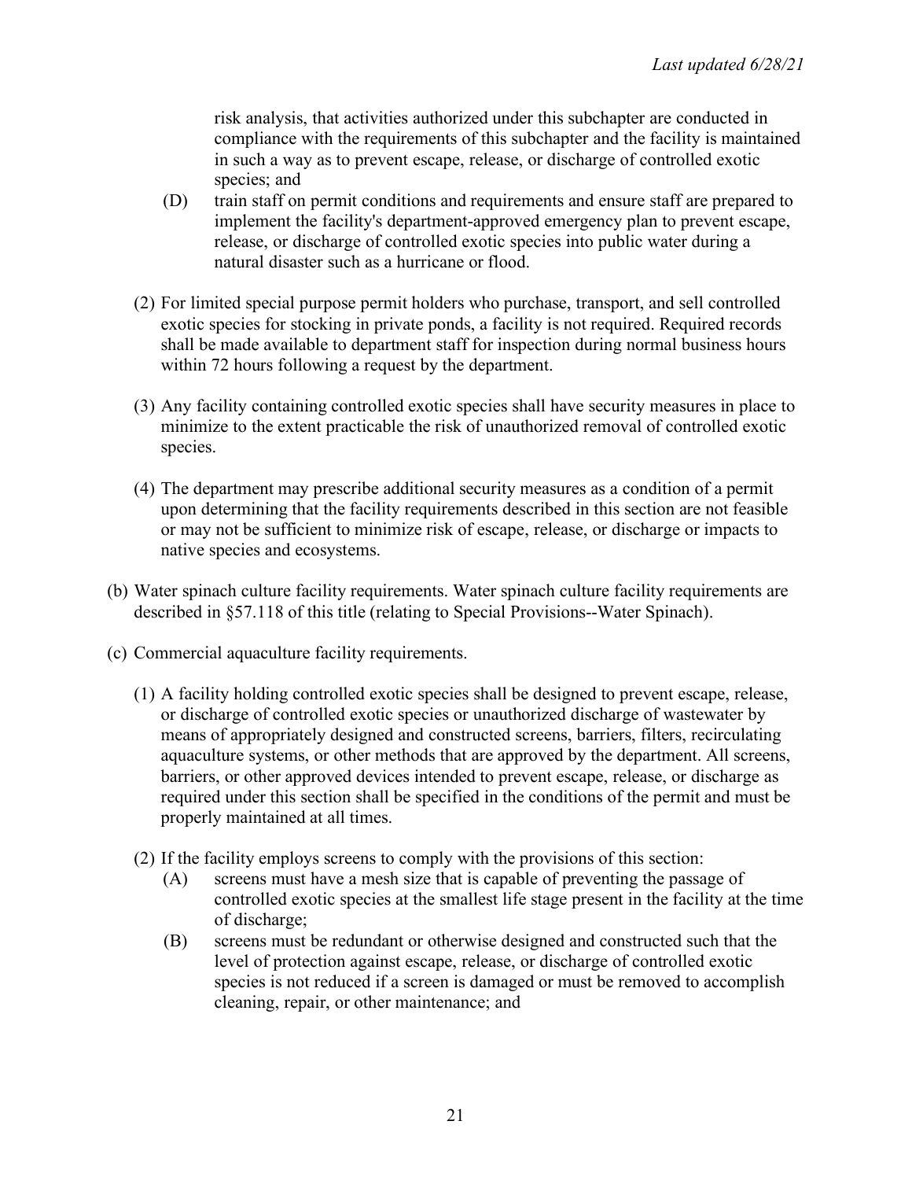risk analysis, that activities authorized under this subchapter are conducted in compliance with the requirements of this subchapter and the facility is maintained in such a way as to prevent escape, release, or discharge of controlled exotic species; and

(D) train staff on permit conditions and requirements and ensure staff are prepared to implement the facility's department-approved emergency plan to prevent escape, release, or discharge of controlled exotic species into public water during a natural disaster such as a hurricane or flood.

(2) For limited special purpose permit holders who purchase, transport, and sell controlled exotic species for stocking in private ponds, a facility is not required. Required records shall be made available to department staff for inspection during normal business hours within 72 hours following a request by the department.

(3) Any facility containing controlled exotic species shall have security measures in place to minimize to the extent practicable the risk of unauthorized removal of controlled exotic species.

(4) The department may prescribe additional security measures as a condition of a permit upon determining that the facility requirements described in this section are not feasible or may not be sufficient to minimize risk of escape, release, or discharge or impacts to native species and ecosystems.

(b) Water spinach culture facility requirements. Water spinach culture facility requirements are described in §57.118 of this title (relating to Special Provisions--Water Spinach).

(c) Commercial aquaculture facility requirements.

(1) A facility holding controlled exotic species shall be designed to prevent escape, release, or discharge of controlled exotic species or unauthorized discharge of wastewater by means of appropriately designed and constructed screens, barriers, filters, recirculating aquaculture systems, or other methods that are approved by the department. All screens, barriers, or other approved devices intended to prevent escape, release, or discharge as required under this section shall be specified in the conditions of the permit and must be properly maintained at all times.

(2) If the facility employs screens to comply with the provisions of this section:

(A) screens must have a mesh size that is capable of preventing the passage of controlled exotic species at the smallest life stage present in the facility at the time of discharge;

(B) screens must be redundant or otherwise designed and constructed such that the level of protection against escape, release, or discharge of controlled exotic species is not reduced if a screen is damaged or must be removed to accomplish cleaning, repair, or other maintenance; and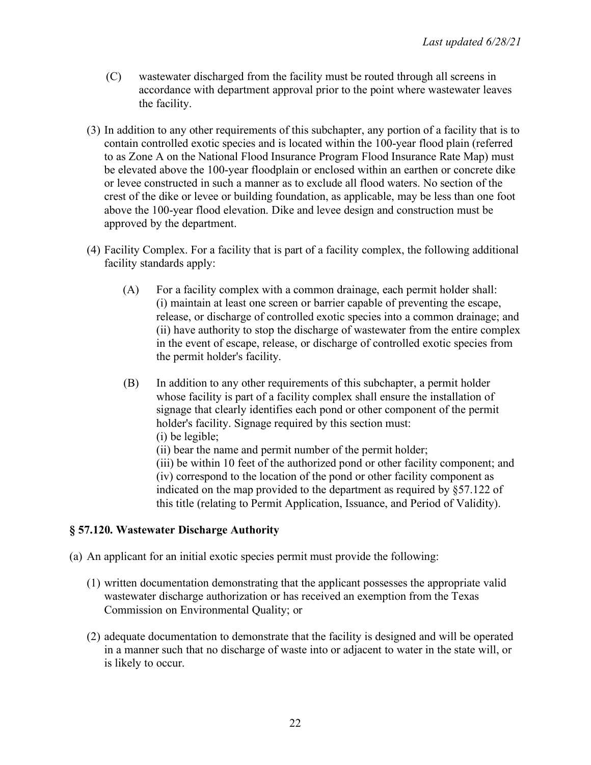(C) wastewater discharged from the facility must be routed through all screens in accordance with department approval prior to the point where wastewater leaves the facility.

(3) In addition to any other requirements of this subchapter, any portion of a facility that is to contain controlled exotic species and is located within the 100-year flood plain (referred to as Zone A on the National Flood Insurance Program Flood Insurance Rate Map) must be elevated above the 100-year floodplain or enclosed within an earthen or concrete dike or levee constructed in such a manner as to exclude all flood waters. No section of the crest of the dike or levee or building foundation, as applicable, may be less than one foot above the 100-year flood elevation. Dike and levee design and construction must be approved by the department.

(4) Facility Complex. For a facility that is part of a facility complex, the following additional facility standards apply:

(A) For a facility complex with a common drainage, each permit holder shall: (i) maintain at least one screen or barrier capable of preventing the escape, release, or discharge of controlled exotic species into a common drainage; and (ii) have authority to stop the discharge of wastewater from the entire complex in the event of escape, release, or discharge of controlled exotic species from the permit holder's facility.

(B) In addition to any other requirements of this subchapter, a permit holder whose facility is part of a facility complex shall ensure the installation of signage that clearly identifies each pond or other component of the permit holder's facility. Signage required by this section must:
(i) be legible;
(ii) bear the name and permit number of the permit holder;
(iii) be within 10 feet of the authorized pond or other facility component; and
(iv) correspond to the location of the pond or other facility component as indicated on the map provided to the department as required by §57.122 of this title (relating to Permit Application, Issuance, and Period of Validity).

### § 57.120. Wastewater Discharge Authority

(a) An applicant for an initial exotic species permit must provide the following:

(1) written documentation demonstrating that the applicant possesses the appropriate valid wastewater discharge authorization or has received an exemption from the Texas Commission on Environmental Quality; or

(2) adequate documentation to demonstrate that the facility is designed and will be operated in a manner such that no discharge of waste into or adjacent to water in the state will, or is likely to occur.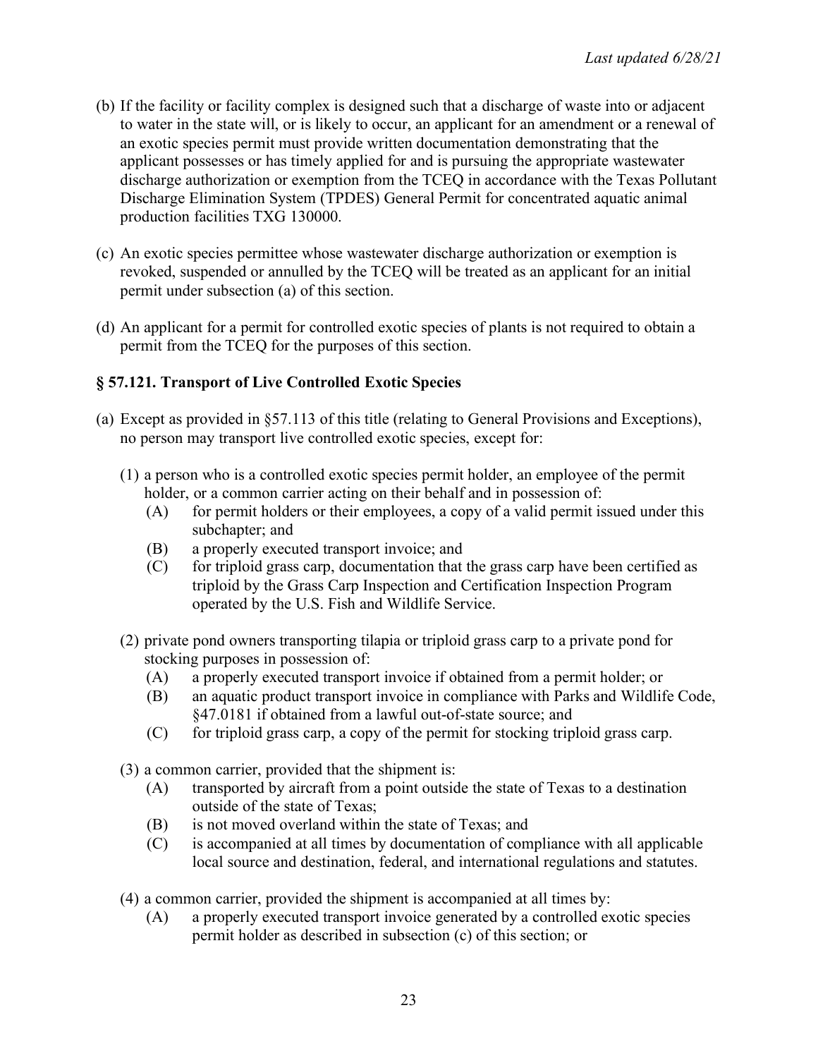(b) If the facility or facility complex is designed such that a discharge of waste into or adjacent to water in the state will, or is likely to occur, an applicant for an amendment or a renewal of an exotic species permit must provide written documentation demonstrating that the applicant possesses or has timely applied for and is pursuing the appropriate wastewater discharge authorization or exemption from the TCEQ in accordance with the Texas Pollutant Discharge Elimination System (TPDES) General Permit for concentrated aquatic animal production facilities TXG 130000.

(c) An exotic species permittee whose wastewater discharge authorization or exemption is revoked, suspended or annulled by the TCEQ will be treated as an applicant for an initial permit under subsection (a) of this section.

(d) An applicant for a permit for controlled exotic species of plants is not required to obtain a permit from the TCEQ for the purposes of this section.

### § 57.121. Transport of Live Controlled Exotic Species

(a) Except as provided in §57.113 of this title (relating to General Provisions and Exceptions), no person may transport live controlled exotic species, except for:

   (1) a person who is a controlled exotic species permit holder, an employee of the permit holder, or a common carrier acting on their behalf and in possession of:
      (A) for permit holders or their employees, a copy of a valid permit issued under this subchapter; and
      (B) a properly executed transport invoice; and
      (C) for triploid grass carp, documentation that the grass carp have been certified as triploid by the Grass Carp Inspection and Certification Inspection Program operated by the U.S. Fish and Wildlife Service.

   (2) private pond owners transporting tilapia or triploid grass carp to a private pond for stocking purposes in possession of:
      (A) a properly executed transport invoice if obtained from a permit holder; or
      (B) an aquatic product transport invoice in compliance with Parks and Wildlife Code, §47.0181 if obtained from a lawful out-of-state source; and
      (C) for triploid grass carp, a copy of the permit for stocking triploid grass carp.

   (3) a common carrier, provided that the shipment is:
      (A) transported by aircraft from a point outside the state of Texas to a destination outside of the state of Texas;
      (B) is not moved overland within the state of Texas; and
      (C) is accompanied at all times by documentation of compliance with all applicable local source and destination, federal, and international regulations and statutes.

   (4) a common carrier, provided the shipment is accompanied at all times by:
      (A) a properly executed transport invoice generated by a controlled exotic species permit holder as described in subsection (c) of this section; or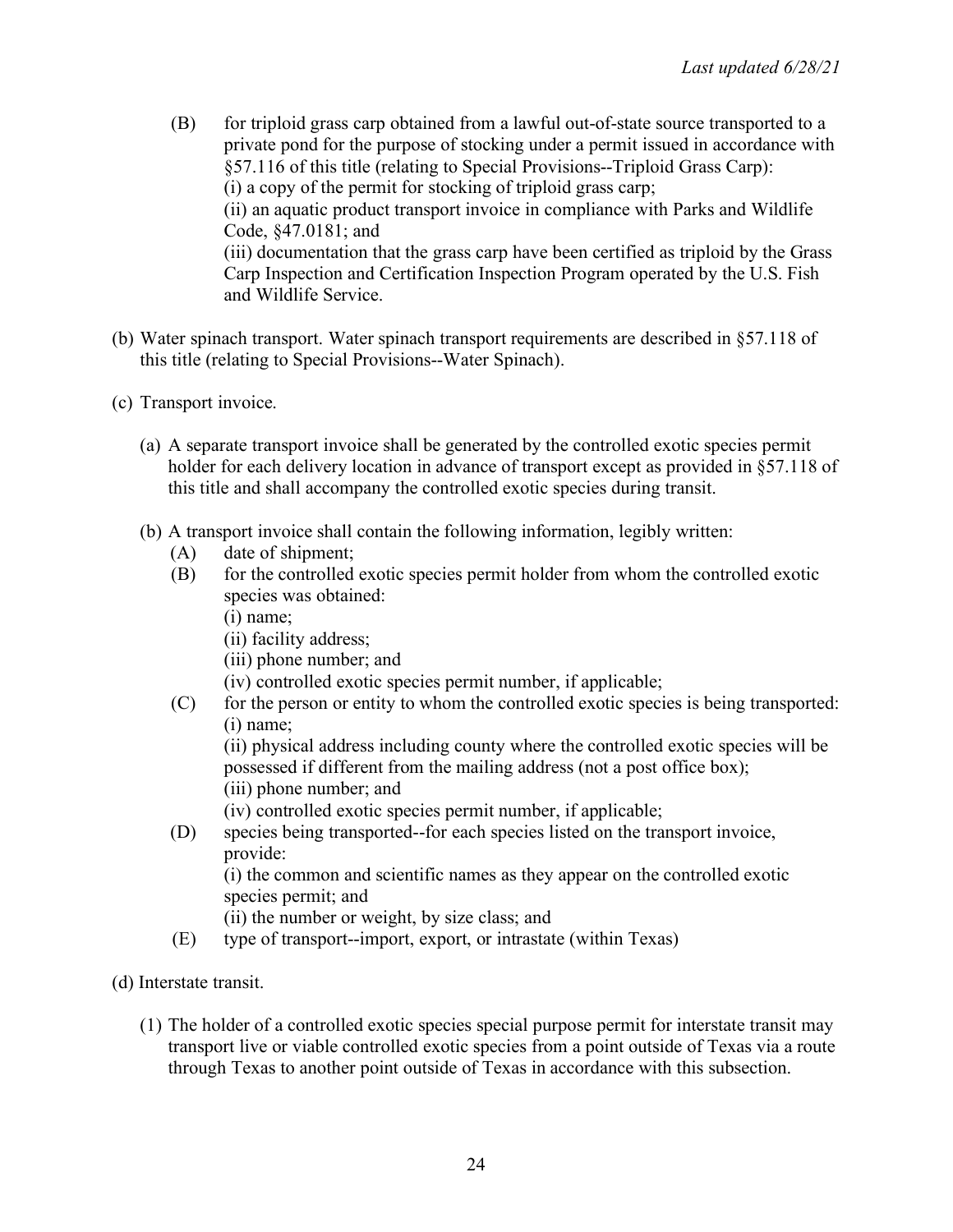(B) for triploid grass carp obtained from a lawful out-of-state source transported to a private pond for the purpose of stocking under a permit issued in accordance with §57.116 of this title (relating to Special Provisions--Triploid Grass Carp):
(i) a copy of the permit for stocking of triploid grass carp;
(ii) an aquatic product transport invoice in compliance with Parks and Wildlife Code, §47.0181; and
(iii) documentation that the grass carp have been certified as triploid by the Grass Carp Inspection and Certification Inspection Program operated by the U.S. Fish and Wildlife Service.

(b) Water spinach transport. Water spinach transport requirements are described in §57.118 of this title (relating to Special Provisions--Water Spinach).

(c) Transport invoice.

(a) A separate transport invoice shall be generated by the controlled exotic species permit holder for each delivery location in advance of transport except as provided in §57.118 of this title and shall accompany the controlled exotic species during transit.

(b) A transport invoice shall contain the following information, legibly written:
(A) date of shipment;
(B) for the controlled exotic species permit holder from whom the controlled exotic species was obtained:
(i) name;
(ii) facility address;
(iii) phone number; and
(iv) controlled exotic species permit number, if applicable;
(C) for the person or entity to whom the controlled exotic species is being transported:
(i) name;
(ii) physical address including county where the controlled exotic species will be possessed if different from the mailing address (not a post office box);
(iii) phone number; and
(iv) controlled exotic species permit number, if applicable;
(D) species being transported--for each species listed on the transport invoice, provide:
(i) the common and scientific names as they appear on the controlled exotic species permit; and
(ii) the number or weight, by size class; and
(E) type of transport--import, export, or intrastate (within Texas)

(d) Interstate transit.

(1) The holder of a controlled exotic species special purpose permit for interstate transit may transport live or viable controlled exotic species from a point outside of Texas via a route through Texas to another point outside of Texas in accordance with this subsection.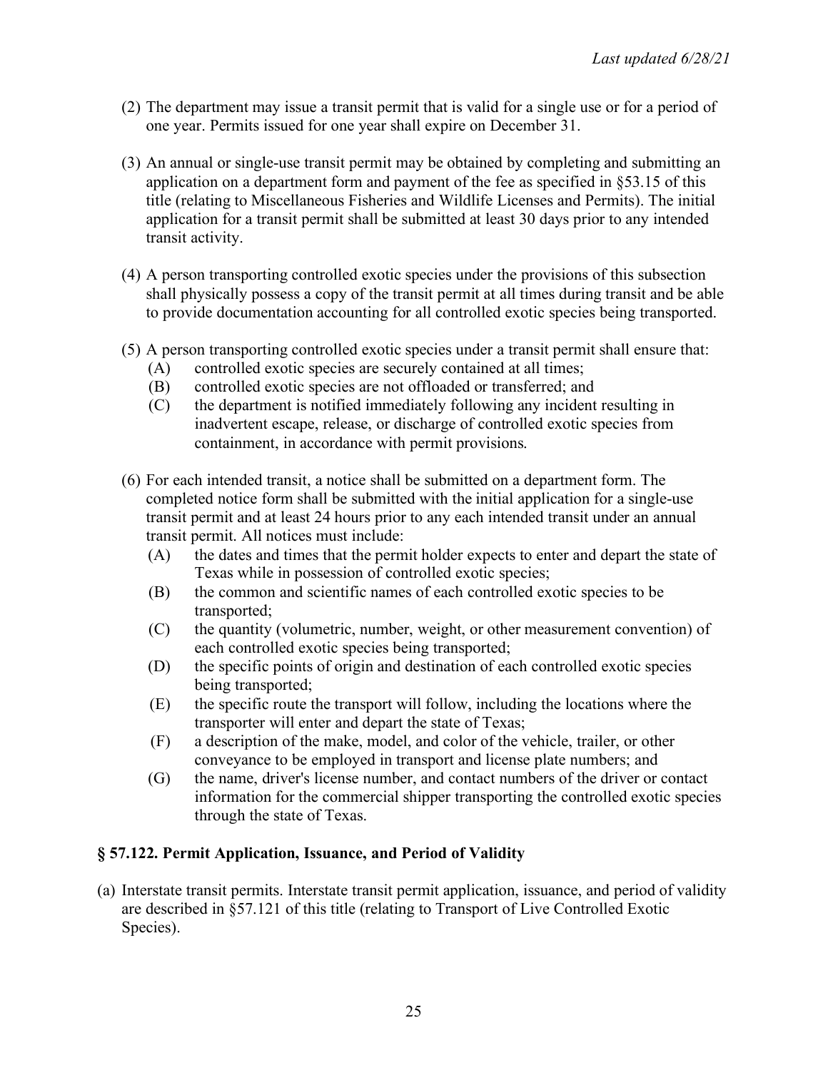(2) The department may issue a transit permit that is valid for a single use or for a period of one year. Permits issued for one year shall expire on December 31.

(3) An annual or single-use transit permit may be obtained by completing and submitting an application on a department form and payment of the fee as specified in §53.15 of this title (relating to Miscellaneous Fisheries and Wildlife Licenses and Permits). The initial application for a transit permit shall be submitted at least 30 days prior to any intended transit activity.

(4) A person transporting controlled exotic species under the provisions of this subsection shall physically possess a copy of the transit permit at all times during transit and be able to provide documentation accounting for all controlled exotic species being transported.

(5) A person transporting controlled exotic species under a transit permit shall ensure that:
   - (A) controlled exotic species are securely contained at all times;
   - (B) controlled exotic species are not offloaded or transferred; and
   - (C) the department is notified immediately following any incident resulting in inadvertent escape, release, or discharge of controlled exotic species from containment, in accordance with permit provisions.

(6) For each intended transit, a notice shall be submitted on a department form. The completed notice form shall be submitted with the initial application for a single-use transit permit and at least 24 hours prior to any each intended transit under an annual transit permit. All notices must include:
   - (A) the dates and times that the permit holder expects to enter and depart the state of Texas while in possession of controlled exotic species;
   - (B) the common and scientific names of each controlled exotic species to be transported;
   - (C) the quantity (volumetric, number, weight, or other measurement convention) of each controlled exotic species being transported;
   - (D) the specific points of origin and destination of each controlled exotic species being transported;
   - (E) the specific route the transport will follow, including the locations where the transporter will enter and depart the state of Texas;
   - (F) a description of the make, model, and color of the vehicle, trailer, or other conveyance to be employed in transport and license plate numbers; and
   - (G) the name, driver's license number, and contact numbers of the driver or contact information for the commercial shipper transporting the controlled exotic species through the state of Texas.

### § 57.122. Permit Application, Issuance, and Period of Validity

(a) Interstate transit permits. Interstate transit permit application, issuance, and period of validity are described in §57.121 of this title (relating to Transport of Live Controlled Exotic Species).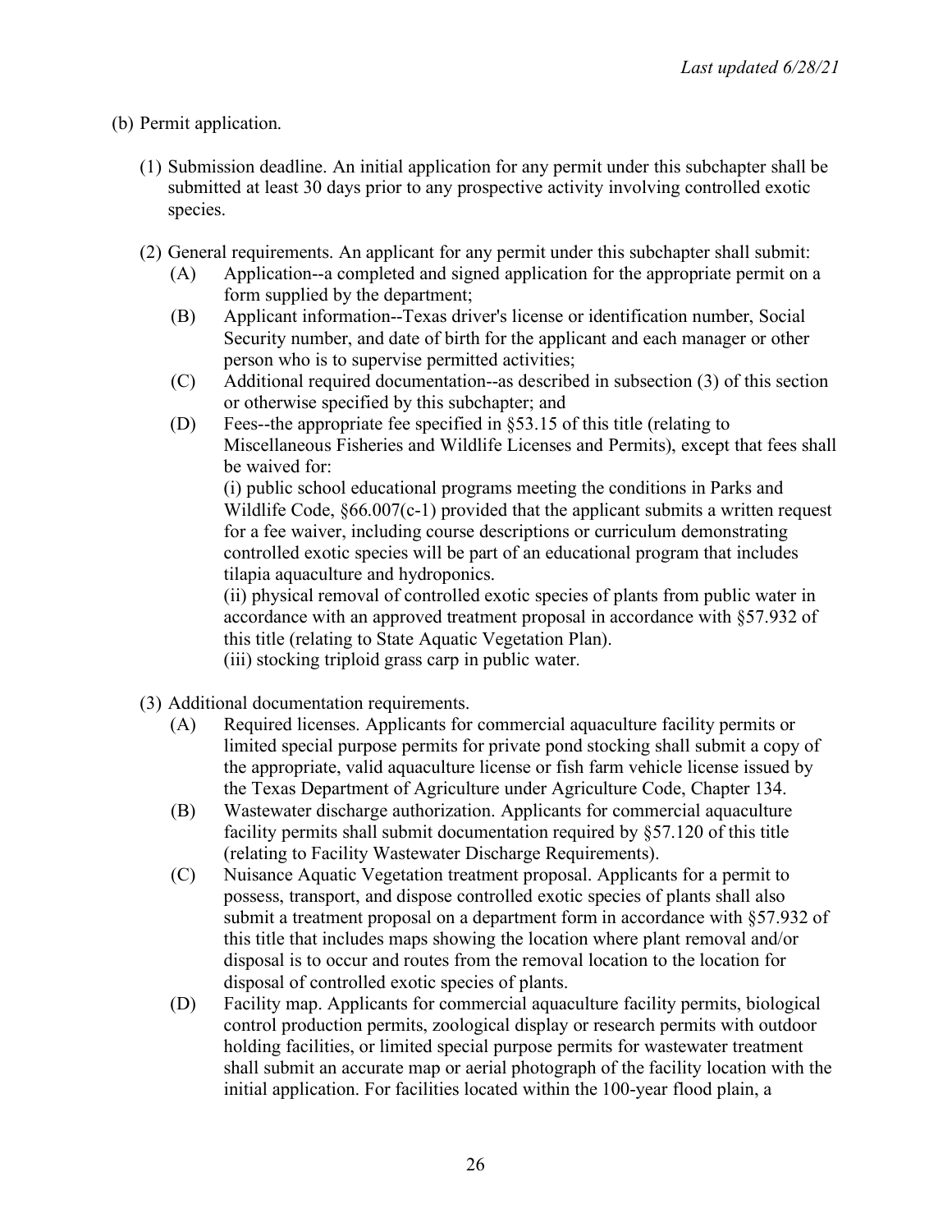(b) Permit application.

(1) Submission deadline. An initial application for any permit under this subchapter shall be submitted at least 30 days prior to any prospective activity involving controlled exotic species.

(2) General requirements. An applicant for any permit under this subchapter shall submit:

(A) Application--a completed and signed application for the appropriate permit on a form supplied by the department;

(B) Applicant information--Texas driver's license or identification number, Social Security number, and date of birth for the applicant and each manager or other person who is to supervise permitted activities;

(C) Additional required documentation--as described in subsection (3) of this section or otherwise specified by this subchapter; and

(D) Fees--the appropriate fee specified in §53.15 of this title (relating to Miscellaneous Fisheries and Wildlife Licenses and Permits), except that fees shall be waived for:

(i) public school educational programs meeting the conditions in Parks and Wildlife Code, §66.007(c-1) provided that the applicant submits a written request for a fee waiver, including course descriptions or curriculum demonstrating controlled exotic species will be part of an educational program that includes tilapia aquaculture and hydroponics.

(ii) physical removal of controlled exotic species of plants from public water in accordance with an approved treatment proposal in accordance with §57.932 of this title (relating to State Aquatic Vegetation Plan).

(iii) stocking triploid grass carp in public water.

(3) Additional documentation requirements.

(A) Required licenses. Applicants for commercial aquaculture facility permits or limited special purpose permits for private pond stocking shall submit a copy of the appropriate, valid aquaculture license or fish farm vehicle license issued by the Texas Department of Agriculture under Agriculture Code, Chapter 134.

(B) Wastewater discharge authorization. Applicants for commercial aquaculture facility permits shall submit documentation required by §57.120 of this title (relating to Facility Wastewater Discharge Requirements).

(C) Nuisance Aquatic Vegetation treatment proposal. Applicants for a permit to possess, transport, and dispose controlled exotic species of plants shall also submit a treatment proposal on a department form in accordance with §57.932 of this title that includes maps showing the location where plant removal and/or disposal is to occur and routes from the removal location to the location for disposal of controlled exotic species of plants.

(D) Facility map. Applicants for commercial aquaculture facility permits, biological control production permits, zoological display or research permits with outdoor holding facilities, or limited special purpose permits for wastewater treatment shall submit an accurate map or aerial photograph of the facility location with the initial application. For facilities located within the 100-year flood plain, a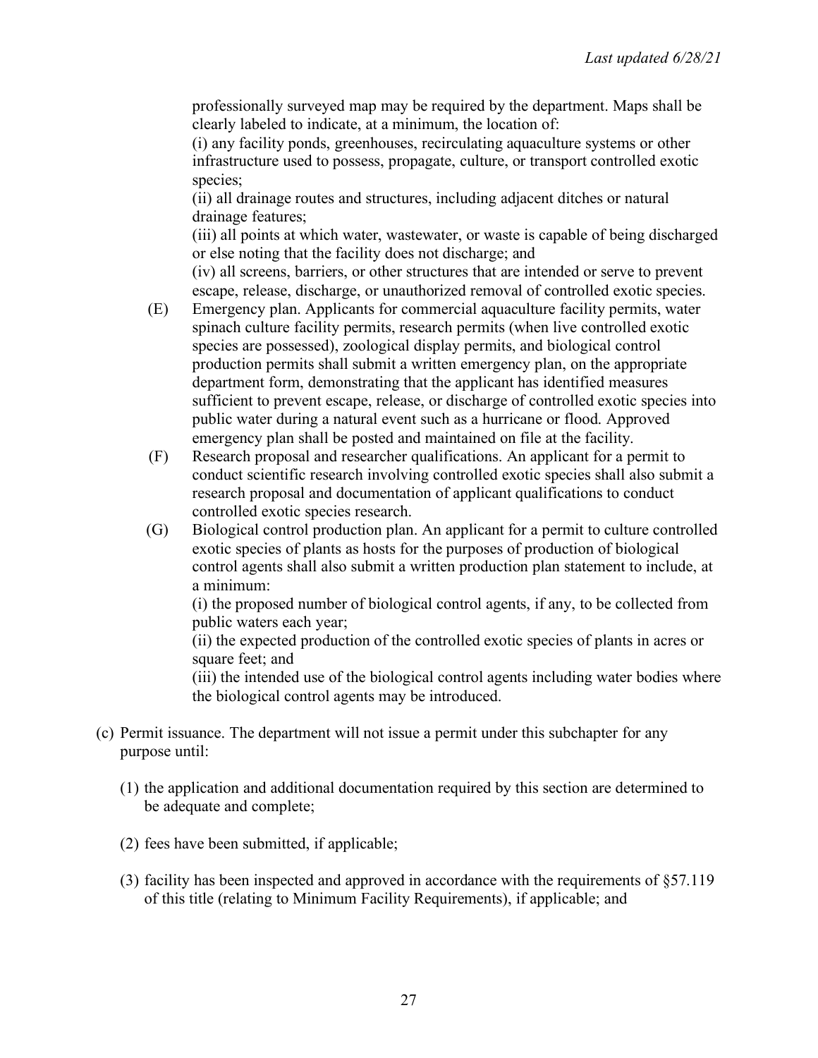professionally surveyed map may be required by the department. Maps shall be clearly labeled to indicate, at a minimum, the location of:
(i) any facility ponds, greenhouses, recirculating aquaculture systems or other infrastructure used to possess, propagate, culture, or transport controlled exotic species;
(ii) all drainage routes and structures, including adjacent ditches or natural drainage features;
(iii) all points at which water, wastewater, or waste is capable of being discharged or else noting that the facility does not discharge; and
(iv) all screens, barriers, or other structures that are intended or serve to prevent escape, release, discharge, or unauthorized removal of controlled exotic species.

(E) Emergency plan. Applicants for commercial aquaculture facility permits, water spinach culture facility permits, research permits (when live controlled exotic species are possessed), zoological display permits, and biological control production permits shall submit a written emergency plan, on the appropriate department form, demonstrating that the applicant has identified measures sufficient to prevent escape, release, or discharge of controlled exotic species into public water during a natural event such as a hurricane or flood. Approved emergency plan shall be posted and maintained on file at the facility.

(F) Research proposal and researcher qualifications. An applicant for a permit to conduct scientific research involving controlled exotic species shall also submit a research proposal and documentation of applicant qualifications to conduct controlled exotic species research.

(G) Biological control production plan. An applicant for a permit to culture controlled exotic species of plants as hosts for the purposes of production of biological control agents shall also submit a written production plan statement to include, at a minimum:
(i) the proposed number of biological control agents, if any, to be collected from public waters each year;
(ii) the expected production of the controlled exotic species of plants in acres or square feet; and
(iii) the intended use of the biological control agents including water bodies where the biological control agents may be introduced.

(c) Permit issuance. The department will not issue a permit under this subchapter for any purpose until:

(1) the application and additional documentation required by this section are determined to be adequate and complete;

(2) fees have been submitted, if applicable;

(3) facility has been inspected and approved in accordance with the requirements of §57.119 of this title (relating to Minimum Facility Requirements), if applicable; and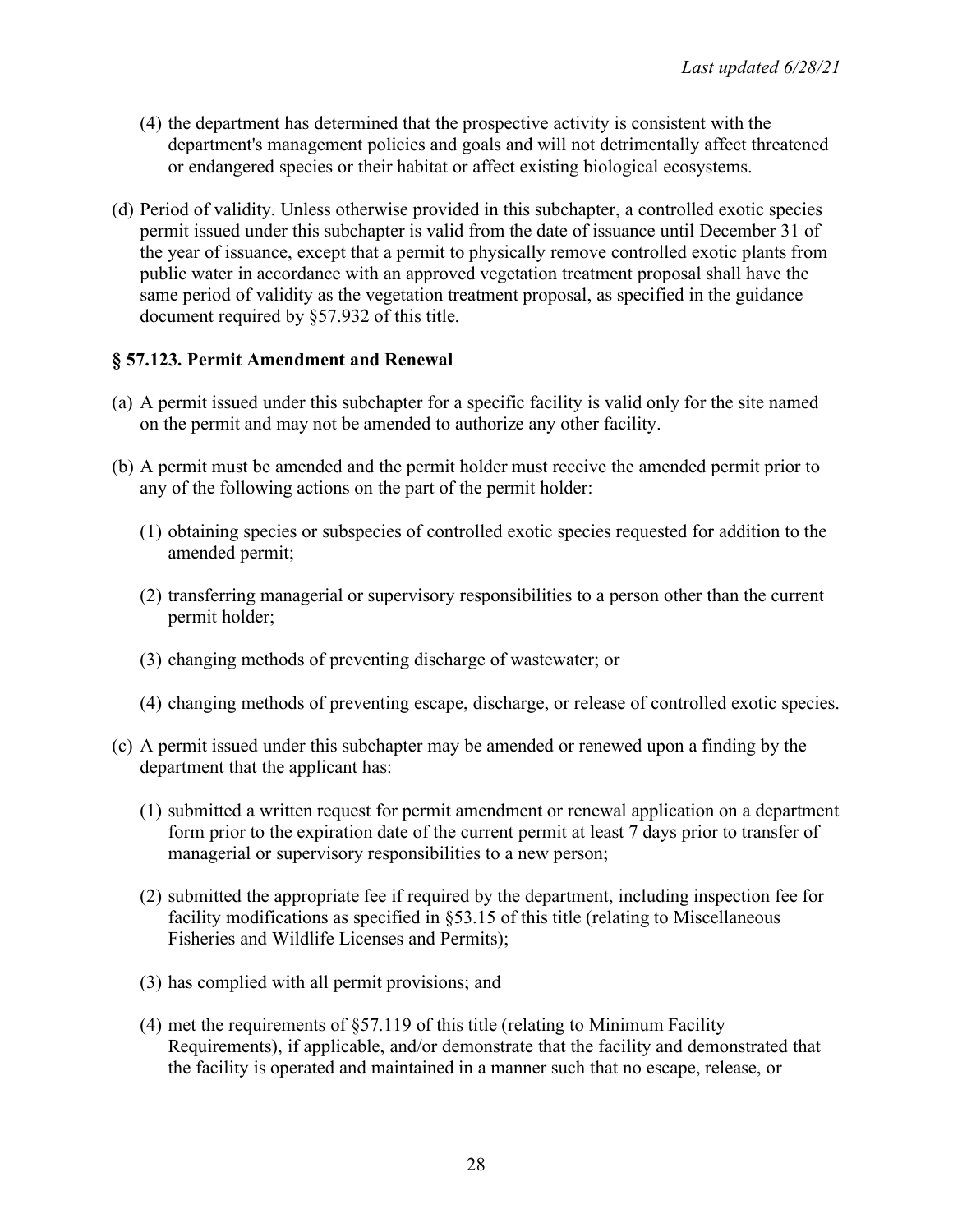(4) the department has determined that the prospective activity is consistent with the department's management policies and goals and will not detrimentally affect threatened or endangered species or their habitat or affect existing biological ecosystems.

(d) Period of validity. Unless otherwise provided in this subchapter, a controlled exotic species permit issued under this subchapter is valid from the date of issuance until December 31 of the year of issuance, except that a permit to physically remove controlled exotic plants from public water in accordance with an approved vegetation treatment proposal shall have the same period of validity as the vegetation treatment proposal, as specified in the guidance document required by §57.932 of this title.

### § 57.123. Permit Amendment and Renewal

(a) A permit issued under this subchapter for a specific facility is valid only for the site named on the permit and may not be amended to authorize any other facility.

(b) A permit must be amended and the permit holder must receive the amended permit prior to any of the following actions on the part of the permit holder:

  (1) obtaining species or subspecies of controlled exotic species requested for addition to the amended permit;

  (2) transferring managerial or supervisory responsibilities to a person other than the current permit holder;

  (3) changing methods of preventing discharge of wastewater; or

  (4) changing methods of preventing escape, discharge, or release of controlled exotic species.

(c) A permit issued under this subchapter may be amended or renewed upon a finding by the department that the applicant has:

  (1) submitted a written request for permit amendment or renewal application on a department form prior to the expiration date of the current permit at least 7 days prior to transfer of managerial or supervisory responsibilities to a new person;

  (2) submitted the appropriate fee if required by the department, including inspection fee for facility modifications as specified in §53.15 of this title (relating to Miscellaneous Fisheries and Wildlife Licenses and Permits);

  (3) has complied with all permit provisions; and

  (4) met the requirements of §57.119 of this title (relating to Minimum Facility Requirements), if applicable, and/or demonstrate that the facility and demonstrated that the facility is operated and maintained in a manner such that no escape, release, or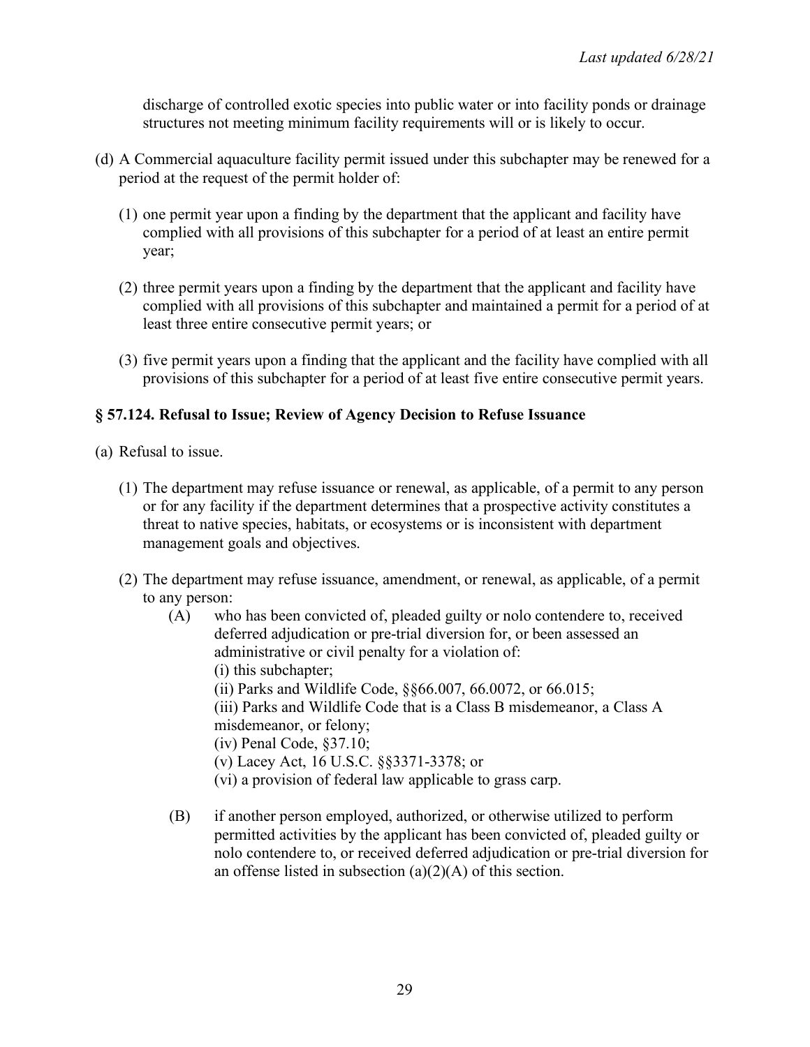discharge of controlled exotic species into public water or into facility ponds or drainage structures not meeting minimum facility requirements will or is likely to occur.

(d) A Commercial aquaculture facility permit issued under this subchapter may be renewed for a period at the request of the permit holder of:

(1) one permit year upon a finding by the department that the applicant and facility have complied with all provisions of this subchapter for a period of at least an entire permit year;

(2) three permit years upon a finding by the department that the applicant and facility have complied with all provisions of this subchapter and maintained a permit for a period of at least three entire consecutive permit years; or

(3) five permit years upon a finding that the applicant and the facility have complied with all provisions of this subchapter for a period of at least five entire consecutive permit years.

### § 57.124. Refusal to Issue; Review of Agency Decision to Refuse Issuance

(a) Refusal to issue.

(1) The department may refuse issuance or renewal, as applicable, of a permit to any person or for any facility if the department determines that a prospective activity constitutes a threat to native species, habitats, or ecosystems or is inconsistent with department management goals and objectives.

(2) The department may refuse issuance, amendment, or renewal, as applicable, of a permit to any person:

(A) who has been convicted of, pleaded guilty or nolo contendere to, received deferred adjudication or pre-trial diversion for, or been assessed an administrative or civil penalty for a violation of:
(i) this subchapter;
(ii) Parks and Wildlife Code, §§66.007, 66.0072, or 66.015;
(iii) Parks and Wildlife Code that is a Class B misdemeanor, a Class A misdemeanor, or felony;
(iv) Penal Code, §37.10;
(v) Lacey Act, 16 U.S.C. §§3371-3378; or
(vi) a provision of federal law applicable to grass carp.

(B) if another person employed, authorized, or otherwise utilized to perform permitted activities by the applicant has been convicted of, pleaded guilty or nolo contendere to, or received deferred adjudication or pre-trial diversion for an offense listed in subsection (a)(2)(A) of this section.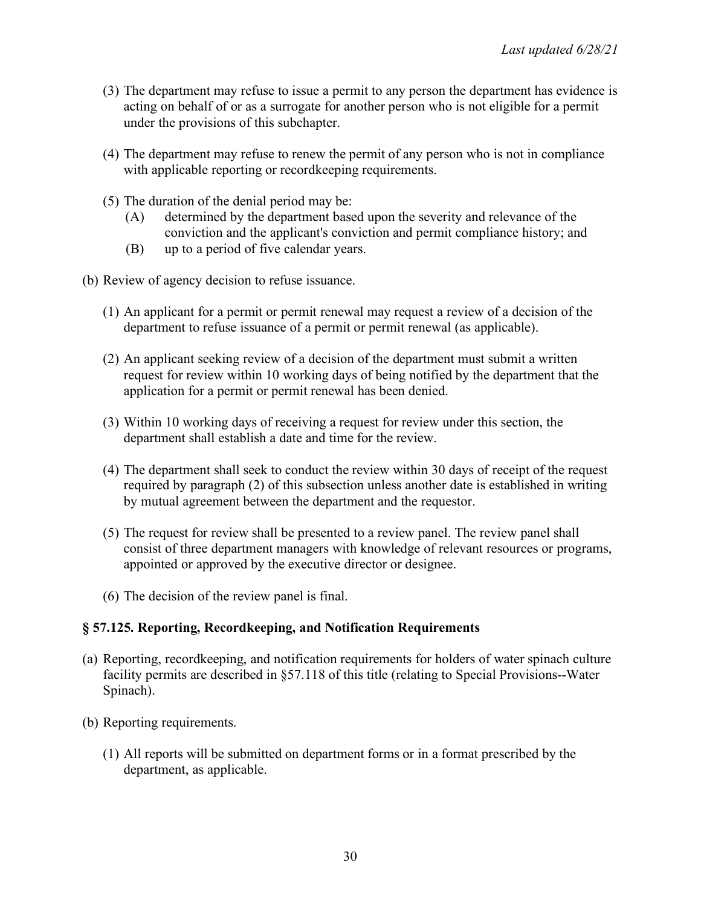(3) The department may refuse to issue a permit to any person the department has evidence is acting on behalf of or as a surrogate for another person who is not eligible for a permit under the provisions of this subchapter.

(4) The department may refuse to renew the permit of any person who is not in compliance with applicable reporting or recordkeeping requirements.

(5) The duration of the denial period may be:
   - (A) determined by the department based upon the severity and relevance of the conviction and the applicant's conviction and permit compliance history; and
   - (B) up to a period of five calendar years.

(b) Review of agency decision to refuse issuance.

(1) An applicant for a permit or permit renewal may request a review of a decision of the department to refuse issuance of a permit or permit renewal (as applicable).

(2) An applicant seeking review of a decision of the department must submit a written request for review within 10 working days of being notified by the department that the application for a permit or permit renewal has been denied.

(3) Within 10 working days of receiving a request for review under this section, the department shall establish a date and time for the review.

(4) The department shall seek to conduct the review within 30 days of receipt of the request required by paragraph (2) of this subsection unless another date is established in writing by mutual agreement between the department and the requestor.

(5) The request for review shall be presented to a review panel. The review panel shall consist of three department managers with knowledge of relevant resources or programs, appointed or approved by the executive director or designee.

(6) The decision of the review panel is final.

### § 57.125. Reporting, Recordkeeping, and Notification Requirements

(a) Reporting, recordkeeping, and notification requirements for holders of water spinach culture facility permits are described in §57.118 of this title (relating to Special Provisions--Water Spinach).

(b) Reporting requirements.

(1) All reports will be submitted on department forms or in a format prescribed by the department, as applicable.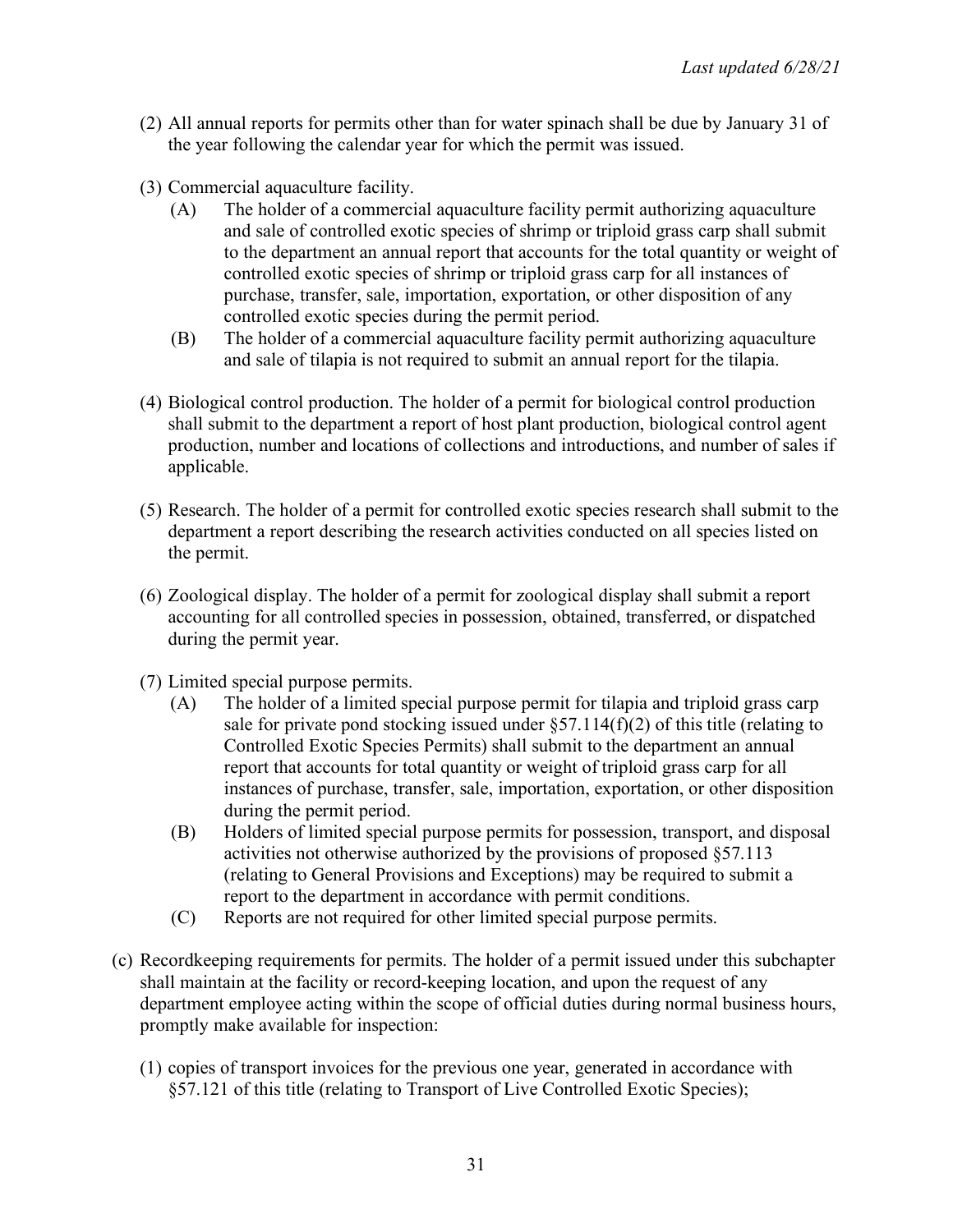(2) All annual reports for permits other than for water spinach shall be due by January 31 of the year following the calendar year for which the permit was issued.

(3) Commercial aquaculture facility.

   (A) The holder of a commercial aquaculture facility permit authorizing aquaculture and sale of controlled exotic species of shrimp or triploid grass carp shall submit to the department an annual report that accounts for the total quantity or weight of controlled exotic species of shrimp or triploid grass carp for all instances of purchase, transfer, sale, importation, exportation, or other disposition of any controlled exotic species during the permit period.

   (B) The holder of a commercial aquaculture facility permit authorizing aquaculture and sale of tilapia is not required to submit an annual report for the tilapia.

(4) Biological control production. The holder of a permit for biological control production shall submit to the department a report of host plant production, biological control agent production, number and locations of collections and introductions, and number of sales if applicable.

(5) Research. The holder of a permit for controlled exotic species research shall submit to the department a report describing the research activities conducted on all species listed on the permit.

(6) Zoological display. The holder of a permit for zoological display shall submit a report accounting for all controlled species in possession, obtained, transferred, or dispatched during the permit year.

(7) Limited special purpose permits.

   (A) The holder of a limited special purpose permit for tilapia and triploid grass carp sale for private pond stocking issued under §57.114(f)(2) of this title (relating to Controlled Exotic Species Permits) shall submit to the department an annual report that accounts for total quantity or weight of triploid grass carp for all instances of purchase, transfer, sale, importation, exportation, or other disposition during the permit period.

   (B) Holders of limited special purpose permits for possession, transport, and disposal activities not otherwise authorized by the provisions of proposed §57.113 (relating to General Provisions and Exceptions) may be required to submit a report to the department in accordance with permit conditions.

   (C) Reports are not required for other limited special purpose permits.

(c) Recordkeeping requirements for permits. The holder of a permit issued under this subchapter shall maintain at the facility or record-keeping location, and upon the request of any department employee acting within the scope of official duties during normal business hours, promptly make available for inspection:

   (1) copies of transport invoices for the previous one year, generated in accordance with §57.121 of this title (relating to Transport of Live Controlled Exotic Species);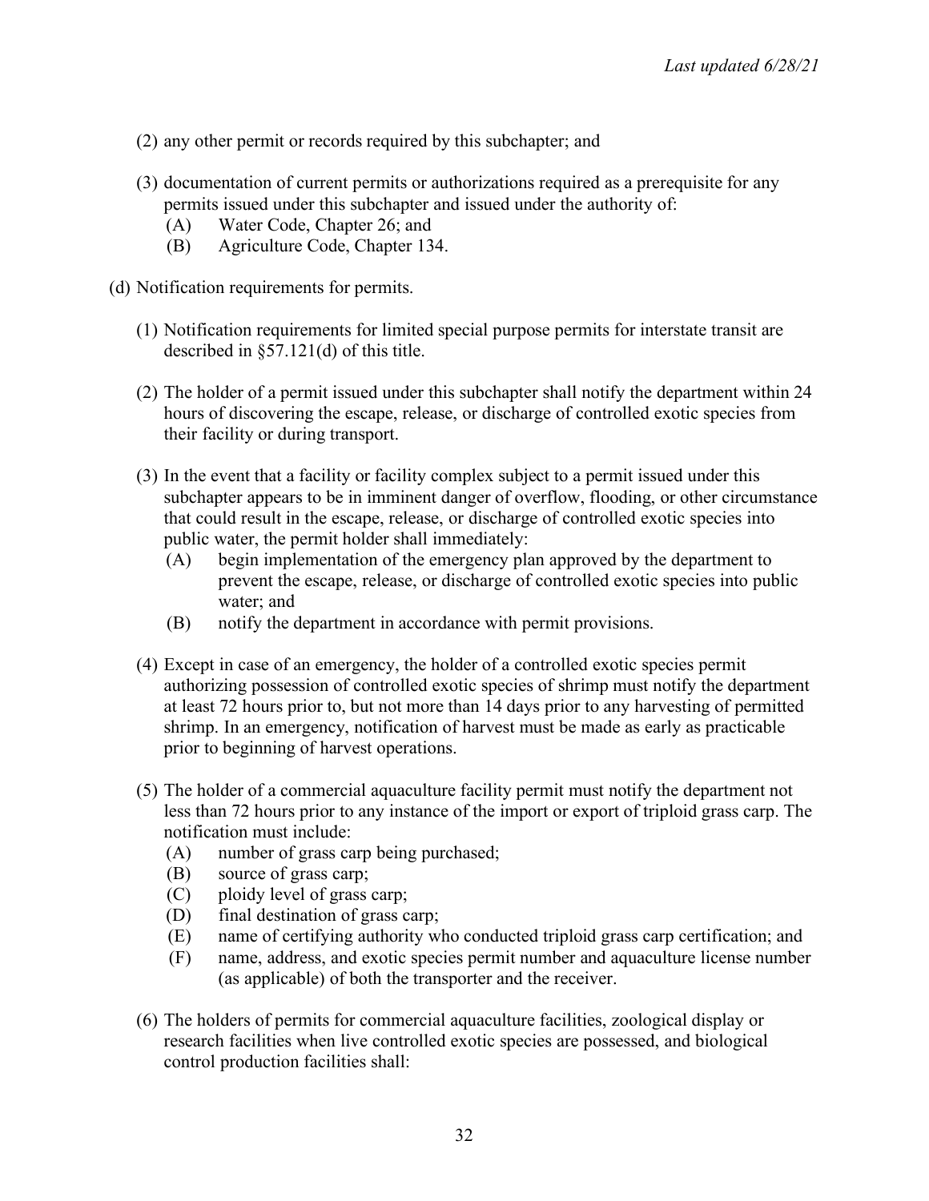(2) any other permit or records required by this subchapter; and

(3) documentation of current permits or authorizations required as a prerequisite for any permits issued under this subchapter and issued under the authority of:
   - (A) Water Code, Chapter 26; and
   - (B) Agriculture Code, Chapter 134.

(d) Notification requirements for permits.

(1) Notification requirements for limited special purpose permits for interstate transit are described in §57.121(d) of this title.

(2) The holder of a permit issued under this subchapter shall notify the department within 24 hours of discovering the escape, release, or discharge of controlled exotic species from their facility or during transport.

(3) In the event that a facility or facility complex subject to a permit issued under this subchapter appears to be in imminent danger of overflow, flooding, or other circumstance that could result in the escape, release, or discharge of controlled exotic species into public water, the permit holder shall immediately:
   - (A) begin implementation of the emergency plan approved by the department to prevent the escape, release, or discharge of controlled exotic species into public water; and
   - (B) notify the department in accordance with permit provisions.

(4) Except in case of an emergency, the holder of a controlled exotic species permit authorizing possession of controlled exotic species of shrimp must notify the department at least 72 hours prior to, but not more than 14 days prior to any harvesting of permitted shrimp. In an emergency, notification of harvest must be made as early as practicable prior to beginning of harvest operations.

(5) The holder of a commercial aquaculture facility permit must notify the department not less than 72 hours prior to any instance of the import or export of triploid grass carp. The notification must include:
   - (A) number of grass carp being purchased;
   - (B) source of grass carp;
   - (C) ploidy level of grass carp;
   - (D) final destination of grass carp;
   - (E) name of certifying authority who conducted triploid grass carp certification; and
   - (F) name, address, and exotic species permit number and aquaculture license number (as applicable) of both the transporter and the receiver.

(6) The holders of permits for commercial aquaculture facilities, zoological display or research facilities when live controlled exotic species are possessed, and biological control production facilities shall: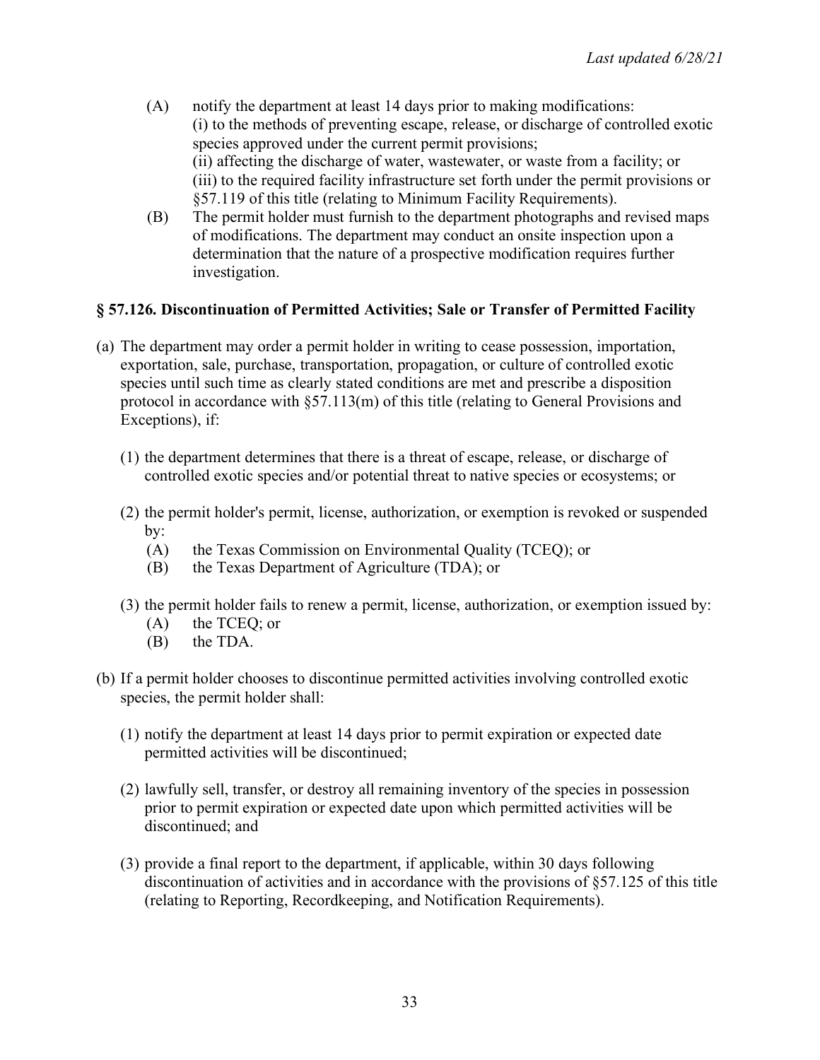(A) notify the department at least 14 days prior to making modifications:
(i) to the methods of preventing escape, release, or discharge of controlled exotic species approved under the current permit provisions;
(ii) affecting the discharge of water, wastewater, or waste from a facility; or
(iii) to the required facility infrastructure set forth under the permit provisions or §57.119 of this title (relating to Minimum Facility Requirements).

(B) The permit holder must furnish to the department photographs and revised maps of modifications. The department may conduct an onsite inspection upon a determination that the nature of a prospective modification requires further investigation.

### § 57.126. Discontinuation of Permitted Activities; Sale or Transfer of Permitted Facility

(a) The department may order a permit holder in writing to cease possession, importation, exportation, sale, purchase, transportation, propagation, or culture of controlled exotic species until such time as clearly stated conditions are met and prescribe a disposition protocol in accordance with §57.113(m) of this title (relating to General Provisions and Exceptions), if:

(1) the department determines that there is a threat of escape, release, or discharge of controlled exotic species and/or potential threat to native species or ecosystems; or

(2) the permit holder's permit, license, authorization, or exemption is revoked or suspended by:
  (A) the Texas Commission on Environmental Quality (TCEQ); or
  (B) the Texas Department of Agriculture (TDA); or

(3) the permit holder fails to renew a permit, license, authorization, or exemption issued by:
  (A) the TCEQ; or
  (B) the TDA.

(b) If a permit holder chooses to discontinue permitted activities involving controlled exotic species, the permit holder shall:

(1) notify the department at least 14 days prior to permit expiration or expected date permitted activities will be discontinued;

(2) lawfully sell, transfer, or destroy all remaining inventory of the species in possession prior to permit expiration or expected date upon which permitted activities will be discontinued; and

(3) provide a final report to the department, if applicable, within 30 days following discontinuation of activities and in accordance with the provisions of §57.125 of this title (relating to Reporting, Recordkeeping, and Notification Requirements).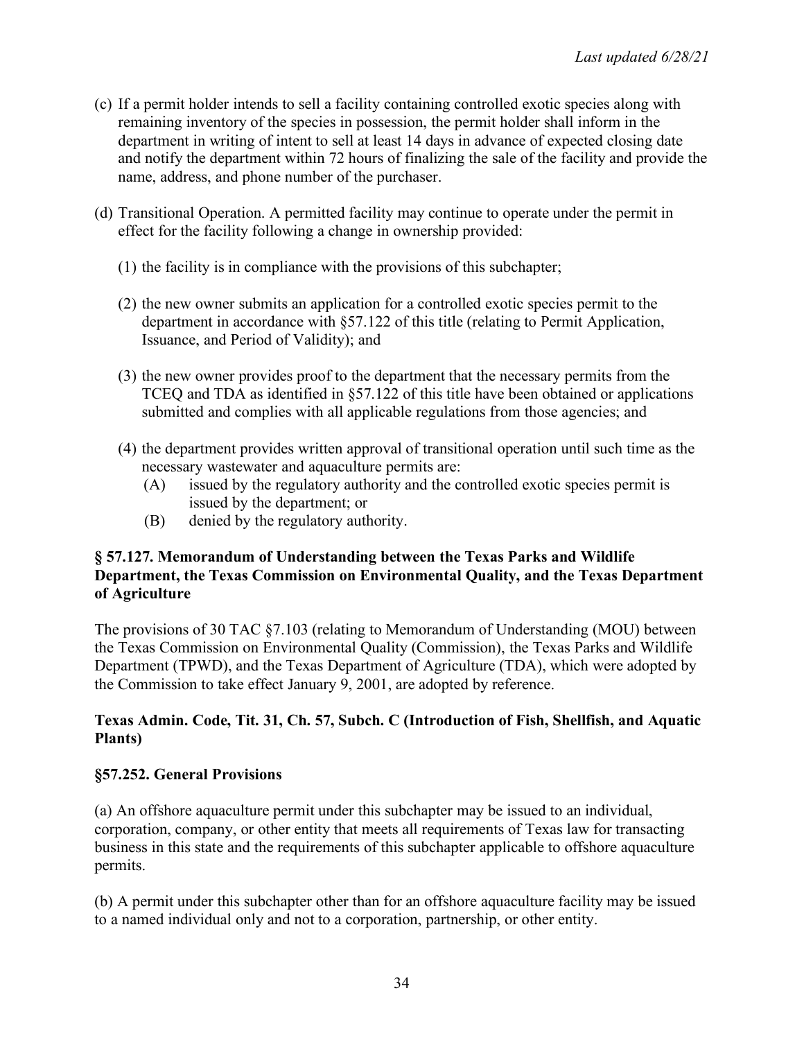(c) If a permit holder intends to sell a facility containing controlled exotic species along with remaining inventory of the species in possession, the permit holder shall inform in the department in writing of intent to sell at least 14 days in advance of expected closing date and notify the department within 72 hours of finalizing the sale of the facility and provide the name, address, and phone number of the purchaser.

(d) Transitional Operation. A permitted facility may continue to operate under the permit in effect for the facility following a change in ownership provided:

(1) the facility is in compliance with the provisions of this subchapter;

(2) the new owner submits an application for a controlled exotic species permit to the department in accordance with §57.122 of this title (relating to Permit Application, Issuance, and Period of Validity); and

(3) the new owner provides proof to the department that the necessary permits from the TCEQ and TDA as identified in §57.122 of this title have been obtained or applications submitted and complies with all applicable regulations from those agencies; and

(4) the department provides written approval of transitional operation until such time as the necessary wastewater and aquaculture permits are:

(A) issued by the regulatory authority and the controlled exotic species permit is issued by the department; or

(B) denied by the regulatory authority.

**§ 57.127. Memorandum of Understanding between the Texas Parks and Wildlife Department, the Texas Commission on Environmental Quality, and the Texas Department of Agriculture**

The provisions of 30 TAC §7.103 (relating to Memorandum of Understanding (MOU) between the Texas Commission on Environmental Quality (Commission), the Texas Parks and Wildlife Department (TPWD), and the Texas Department of Agriculture (TDA), which were adopted by the Commission to take effect January 9, 2001, are adopted by reference.

**Texas Admin. Code, Tit. 31, Ch. 57, Subch. C (Introduction of Fish, Shellfish, and Aquatic Plants)**

**§57.252. General Provisions**

(a) An offshore aquaculture permit under this subchapter may be issued to an individual, corporation, company, or other entity that meets all requirements of Texas law for transacting business in this state and the requirements of this subchapter applicable to offshore aquaculture permits.

(b) A permit under this subchapter other than for an offshore aquaculture facility may be issued to a named individual only and not to a corporation, partnership, or other entity.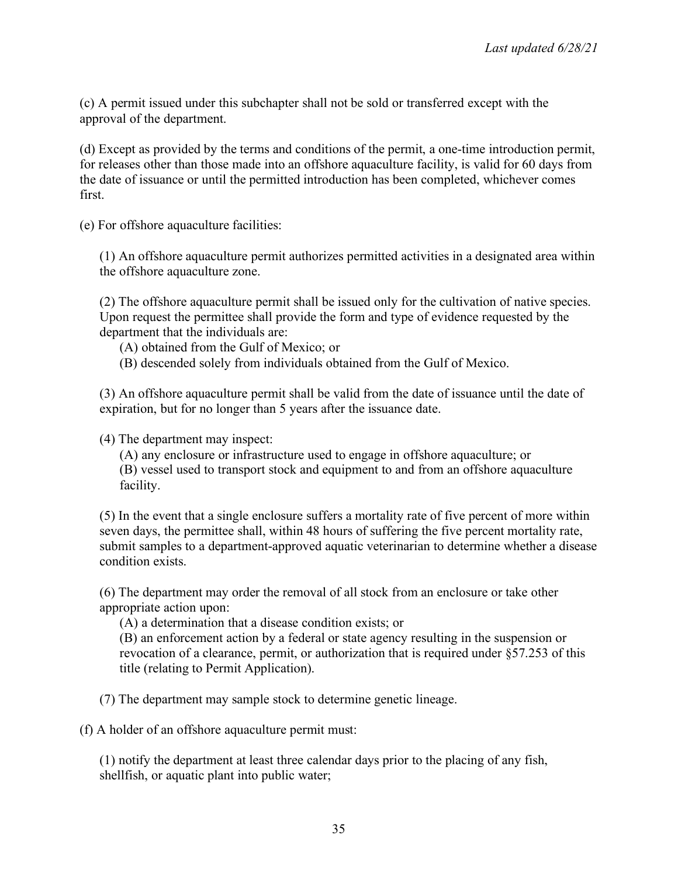(c) A permit issued under this subchapter shall not be sold or transferred except with the approval of the department.

(d) Except as provided by the terms and conditions of the permit, a one-time introduction permit, for releases other than those made into an offshore aquaculture facility, is valid for 60 days from the date of issuance or until the permitted introduction has been completed, whichever comes first.

(e) For offshore aquaculture facilities:

> (1) An offshore aquaculture permit authorizes permitted activities in a designated area within the offshore aquaculture zone.
>
> (2) The offshore aquaculture permit shall be issued only for the cultivation of native species. Upon request the permittee shall provide the form and type of evidence requested by the department that the individuals are:
>
> > (A) obtained from the Gulf of Mexico; or
> > (B) descended solely from individuals obtained from the Gulf of Mexico.
>
> (3) An offshore aquaculture permit shall be valid from the date of issuance until the date of expiration, but for no longer than 5 years after the issuance date.
>
> (4) The department may inspect:
>
> > (A) any enclosure or infrastructure used to engage in offshore aquaculture; or
> > (B) vessel used to transport stock and equipment to and from an offshore aquaculture facility.
>
> (5) In the event that a single enclosure suffers a mortality rate of five percent of more within seven days, the permittee shall, within 48 hours of suffering the five percent mortality rate, submit samples to a department-approved aquatic veterinarian to determine whether a disease condition exists.
>
> (6) The department may order the removal of all stock from an enclosure or take other appropriate action upon:
>
> > (A) a determination that a disease condition exists; or
> > (B) an enforcement action by a federal or state agency resulting in the suspension or revocation of a clearance, permit, or authorization that is required under §57.253 of this title (relating to Permit Application).
>
> (7) The department may sample stock to determine genetic lineage.

(f) A holder of an offshore aquaculture permit must:

> (1) notify the department at least three calendar days prior to the placing of any fish, shellfish, or aquatic plant into public water;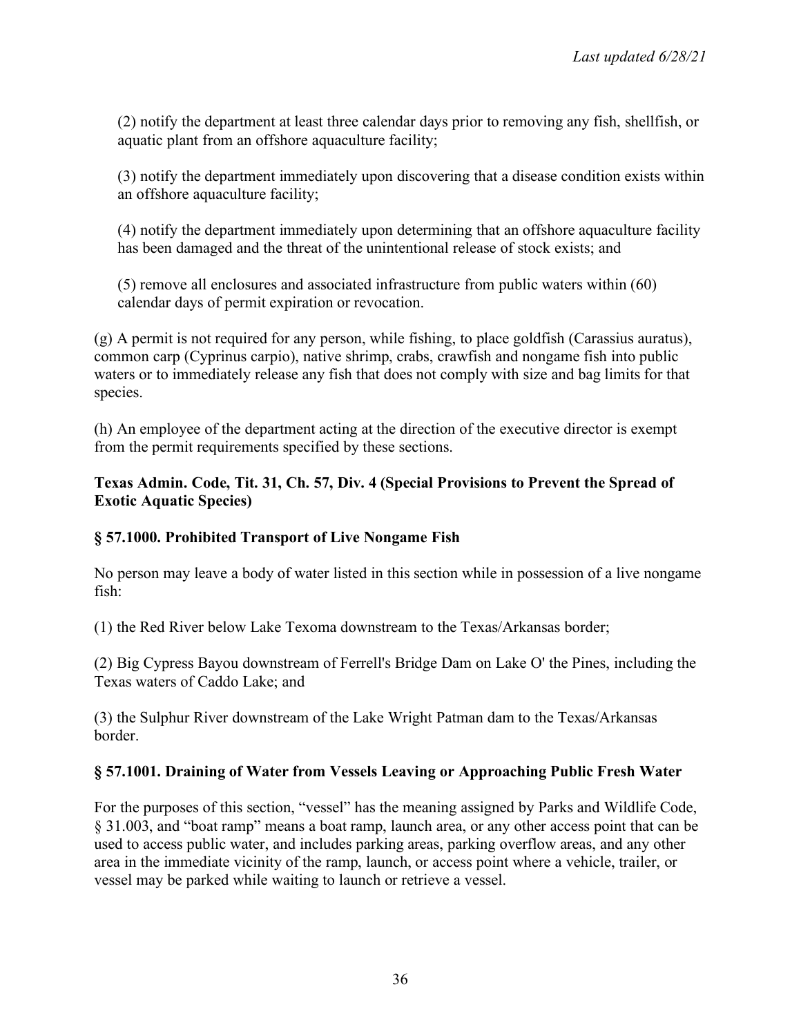(2) notify the department at least three calendar days prior to removing any fish, shellfish, or aquatic plant from an offshore aquaculture facility;

(3) notify the department immediately upon discovering that a disease condition exists within an offshore aquaculture facility;

(4) notify the department immediately upon determining that an offshore aquaculture facility has been damaged and the threat of the unintentional release of stock exists; and

(5) remove all enclosures and associated infrastructure from public waters within (60) calendar days of permit expiration or revocation.

(g) A permit is not required for any person, while fishing, to place goldfish (Carassius auratus), common carp (Cyprinus carpio), native shrimp, crabs, crawfish and nongame fish into public waters or to immediately release any fish that does not comply with size and bag limits for that species.

(h) An employee of the department acting at the direction of the executive director is exempt from the permit requirements specified by these sections.

**Texas Admin. Code, Tit. 31, Ch. 57, Div. 4 (Special Provisions to Prevent the Spread of Exotic Aquatic Species)**

**§ 57.1000. Prohibited Transport of Live Nongame Fish**

No person may leave a body of water listed in this section while in possession of a live nongame fish:

(1) the Red River below Lake Texoma downstream to the Texas/Arkansas border;

(2) Big Cypress Bayou downstream of Ferrell's Bridge Dam on Lake O' the Pines, including the Texas waters of Caddo Lake; and

(3) the Sulphur River downstream of the Lake Wright Patman dam to the Texas/Arkansas border.

**§ 57.1001. Draining of Water from Vessels Leaving or Approaching Public Fresh Water**

For the purposes of this section, "vessel" has the meaning assigned by Parks and Wildlife Code, § 31.003, and "boat ramp" means a boat ramp, launch area, or any other access point that can be used to access public water, and includes parking areas, parking overflow areas, and any other area in the immediate vicinity of the ramp, launch, or access point where a vehicle, trailer, or vessel may be parked while waiting to launch or retrieve a vessel.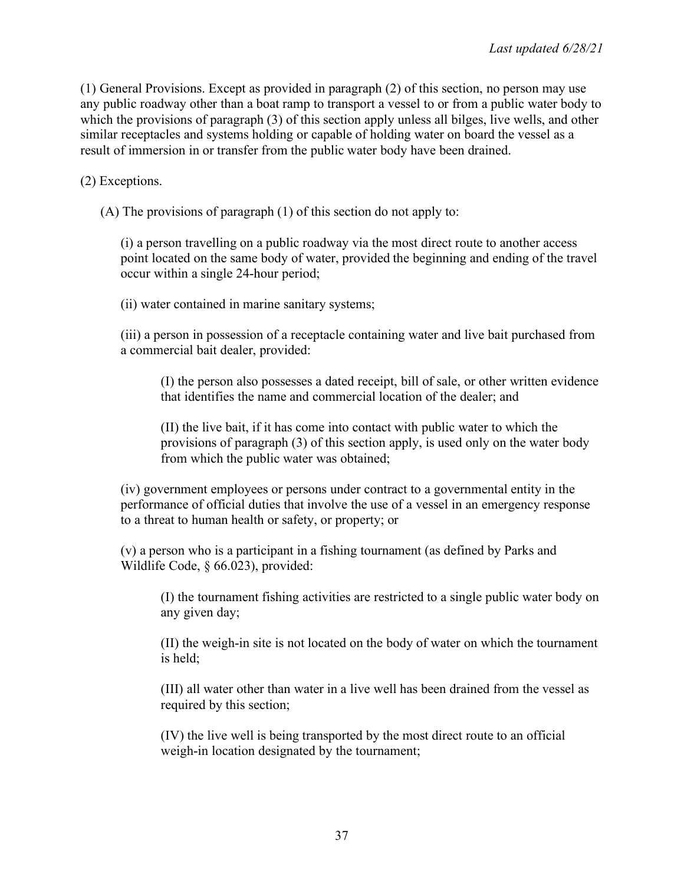(1) General Provisions. Except as provided in paragraph (2) of this section, no person may use any public roadway other than a boat ramp to transport a vessel to or from a public water body to which the provisions of paragraph (3) of this section apply unless all bilges, live wells, and other similar receptacles and systems holding or capable of holding water on board the vessel as a result of immersion in or transfer from the public water body have been drained.

(2) Exceptions.

(A) The provisions of paragraph (1) of this section do not apply to:

(i) a person travelling on a public roadway via the most direct route to another access point located on the same body of water, provided the beginning and ending of the travel occur within a single 24-hour period;

(ii) water contained in marine sanitary systems;

(iii) a person in possession of a receptacle containing water and live bait purchased from a commercial bait dealer, provided:

(I) the person also possesses a dated receipt, bill of sale, or other written evidence that identifies the name and commercial location of the dealer; and

(II) the live bait, if it has come into contact with public water to which the provisions of paragraph (3) of this section apply, is used only on the water body from which the public water was obtained;

(iv) government employees or persons under contract to a governmental entity in the performance of official duties that involve the use of a vessel in an emergency response to a threat to human health or safety, or property; or

(v) a person who is a participant in a fishing tournament (as defined by Parks and Wildlife Code, § 66.023), provided:

(I) the tournament fishing activities are restricted to a single public water body on any given day;

(II) the weigh-in site is not located on the body of water on which the tournament is held;

(III) all water other than water in a live well has been drained from the vessel as required by this section;

(IV) the live well is being transported by the most direct route to an official weigh-in location designated by the tournament;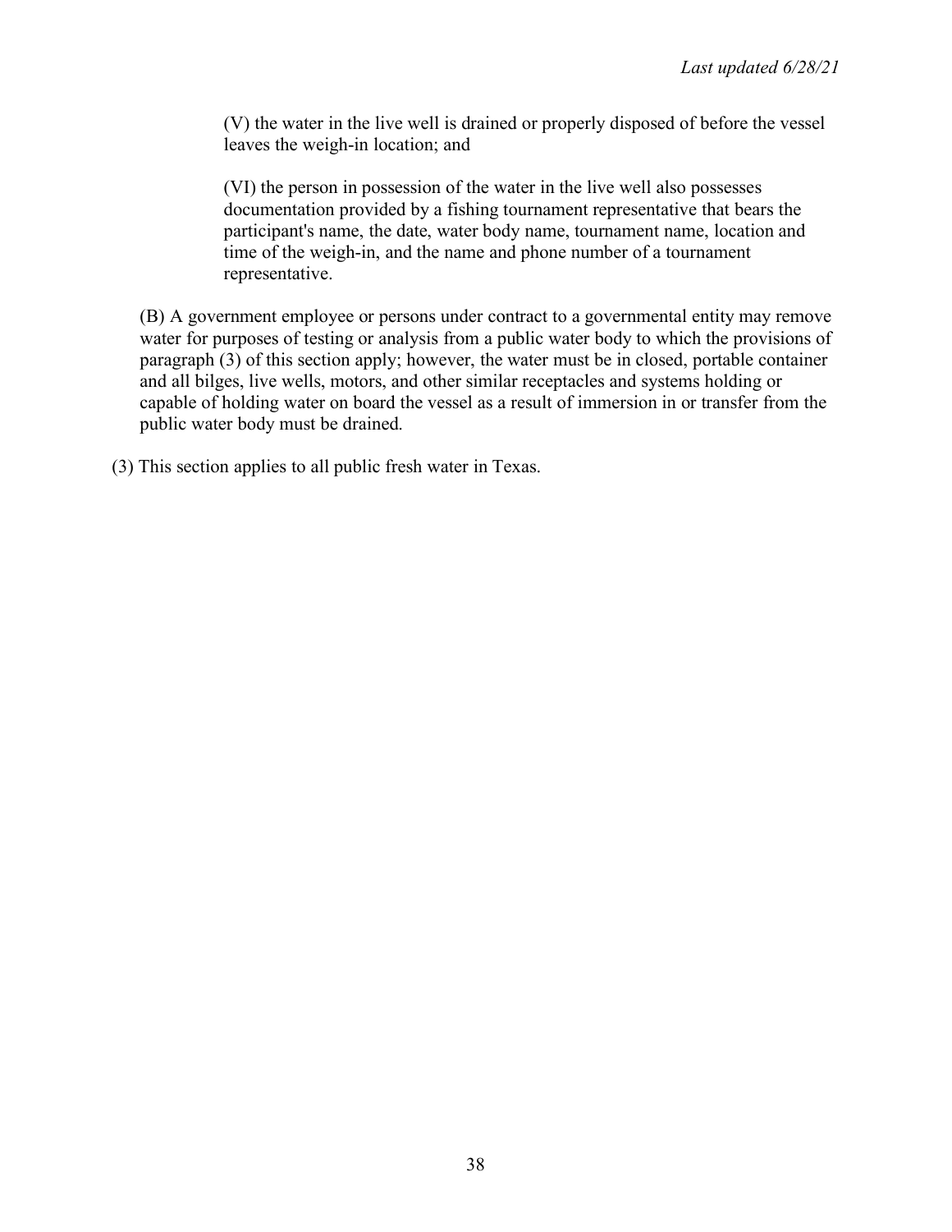(V) the water in the live well is drained or properly disposed of before the vessel leaves the weigh-in location; and

(VI) the person in possession of the water in the live well also possesses documentation provided by a fishing tournament representative that bears the participant's name, the date, water body name, tournament name, location and time of the weigh-in, and the name and phone number of a tournament representative.

(B) A government employee or persons under contract to a governmental entity may remove water for purposes of testing or analysis from a public water body to which the provisions of paragraph (3) of this section apply; however, the water must be in closed, portable container and all bilges, live wells, motors, and other similar receptacles and systems holding or capable of holding water on board the vessel as a result of immersion in or transfer from the public water body must be drained.

(3) This section applies to all public fresh water in Texas.